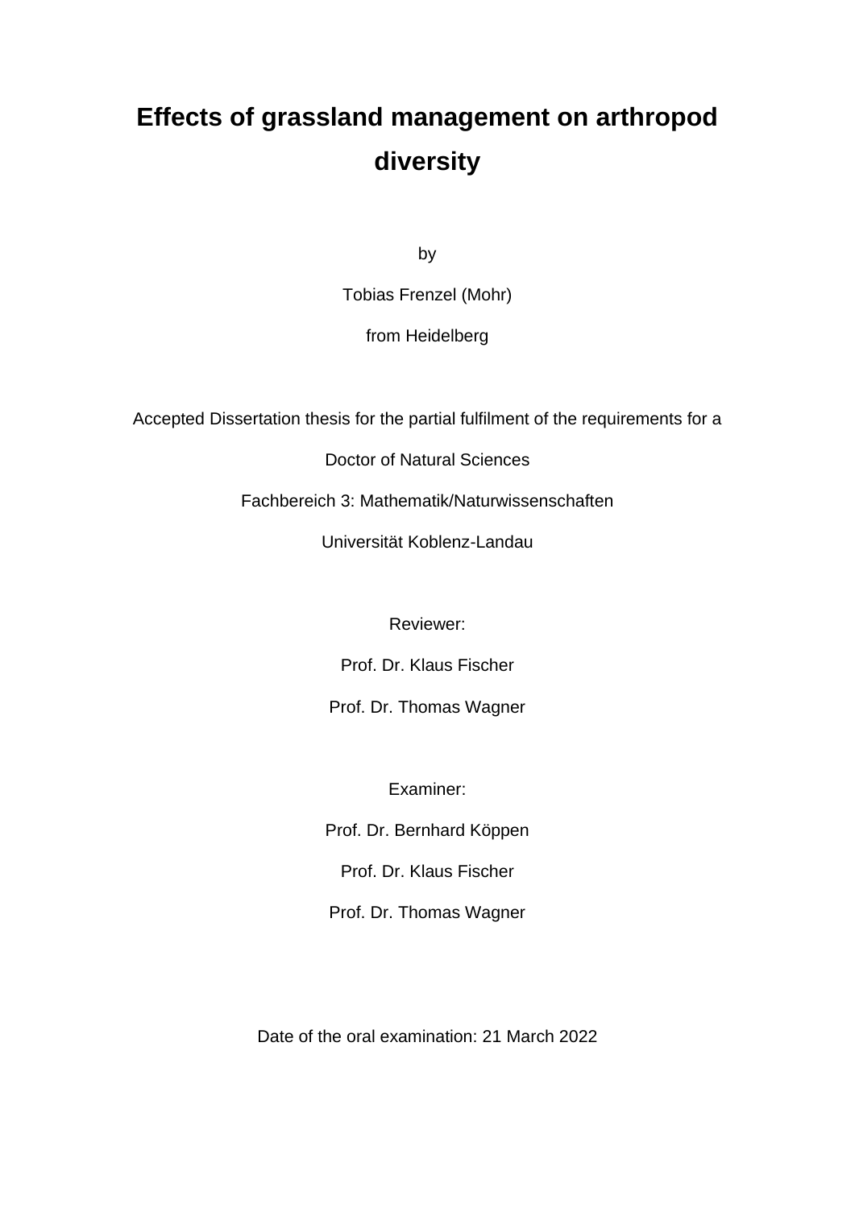# Effects of grassland management on arthropod diversity

by

Tobias Frenzel (Mohr)

from Heidelberg

Accepted Dissertation thesis for the partial fulfilment of the requirements for a

Doctor of Natural Sciences

Fachbereich 3: Mathematik/Naturwissenschaften

Universität Koblenz-Landau

Reviewer:

Prof. Dr. Klaus Fischer

Prof. Dr. Thomas Wagner

Examiner:

Prof. Dr. Bernhard Köppen

Prof. Dr. Klaus Fischer

Prof. Dr. Thomas Wagner

Date of the oral examination: 21 March 2022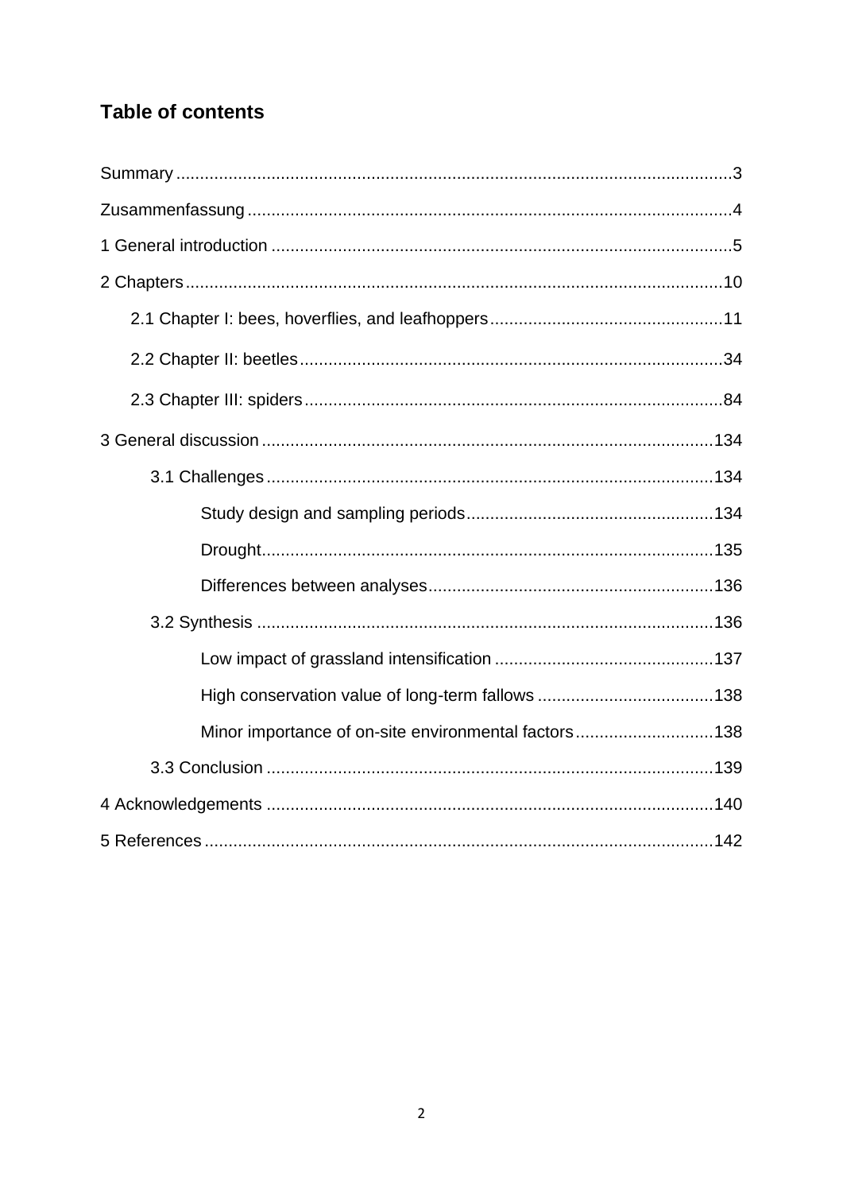## Table of contents

Summary ....................................................................................................................3

Zusammenfassung ....................................................................................................4

1 General introduction ................................................................................................5

2 Chapters ................................................................................................................10

- 2.1 Chapter I: bees, hoverflies, and leafhoppers .................................................11
- 2.2 Chapter II: beetles ........................................................................................34
- 2.3 Chapter III: spiders .......................................................................................84

3 General discussion ..............................................................................................134

- 3.1 Challenges .............................................................................................134
  - Study design and sampling periods ....................................................134
  - Drought...............................................................................................135
  - Differences between analyses ............................................................136
- 3.2 Synthesis ...............................................................................................136
  - Low impact of grassland intensification ..............................................137
  - High conservation value of long-term fallows .....................................138
  - Minor importance of on-site environmental factors .............................138
- 3.3 Conclusion .............................................................................................139

4 Acknowledgements .............................................................................................140

5 References ..........................................................................................................142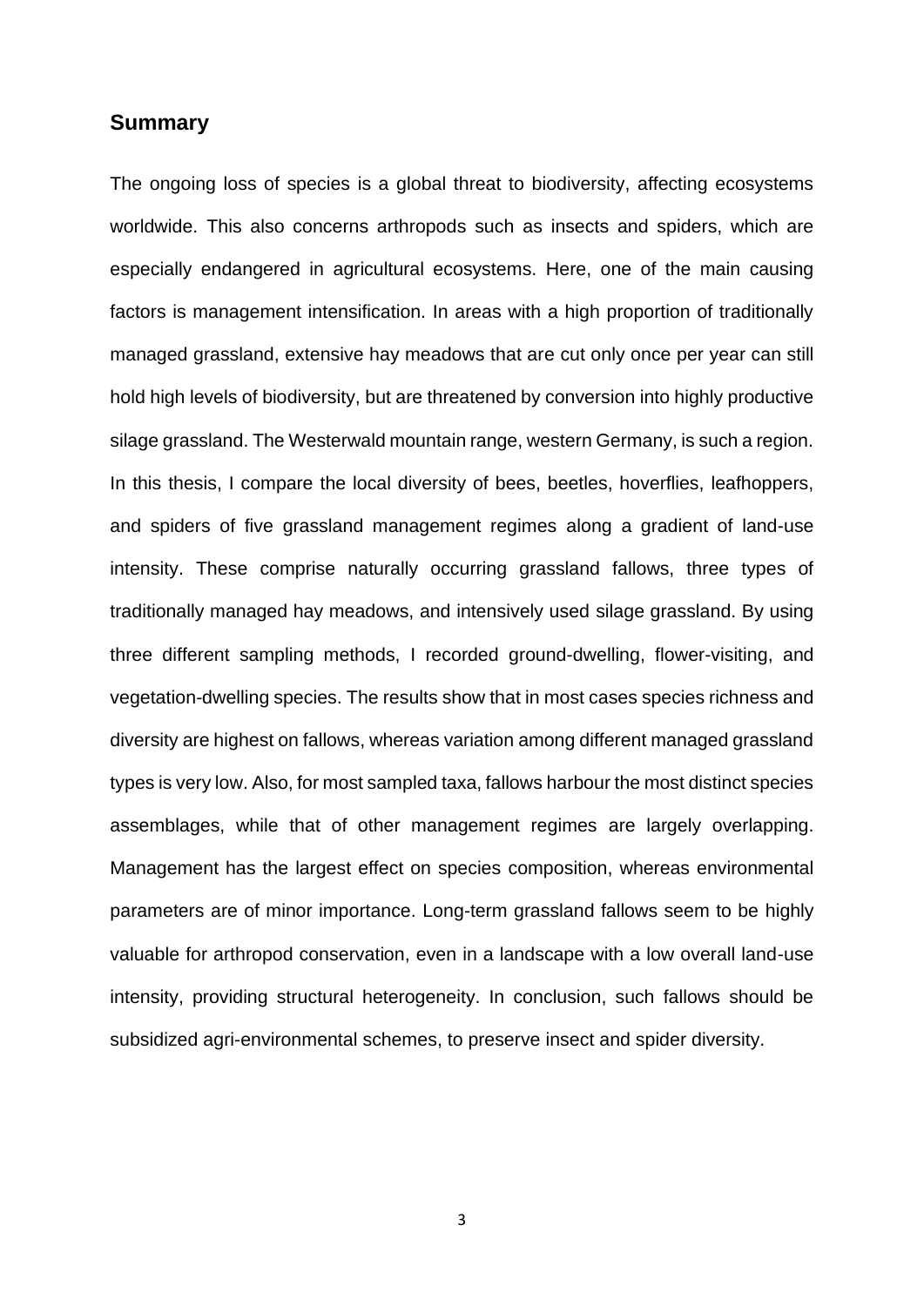## Summary

The ongoing loss of species is a global threat to biodiversity, affecting ecosystems worldwide. This also concerns arthropods such as insects and spiders, which are especially endangered in agricultural ecosystems. Here, one of the main causing factors is management intensification. In areas with a high proportion of traditionally managed grassland, extensive hay meadows that are cut only once per year can still hold high levels of biodiversity, but are threatened by conversion into highly productive silage grassland. The Westerwald mountain range, western Germany, is such a region. In this thesis, I compare the local diversity of bees, beetles, hoverflies, leafhoppers, and spiders of five grassland management regimes along a gradient of land-use intensity. These comprise naturally occurring grassland fallows, three types of traditionally managed hay meadows, and intensively used silage grassland. By using three different sampling methods, I recorded ground-dwelling, flower-visiting, and vegetation-dwelling species. The results show that in most cases species richness and diversity are highest on fallows, whereas variation among different managed grassland types is very low. Also, for most sampled taxa, fallows harbour the most distinct species assemblages, while that of other management regimes are largely overlapping. Management has the largest effect on species composition, whereas environmental parameters are of minor importance. Long-term grassland fallows seem to be highly valuable for arthropod conservation, even in a landscape with a low overall land-use intensity, providing structural heterogeneity. In conclusion, such fallows should be subsidized agri-environmental schemes, to preserve insect and spider diversity.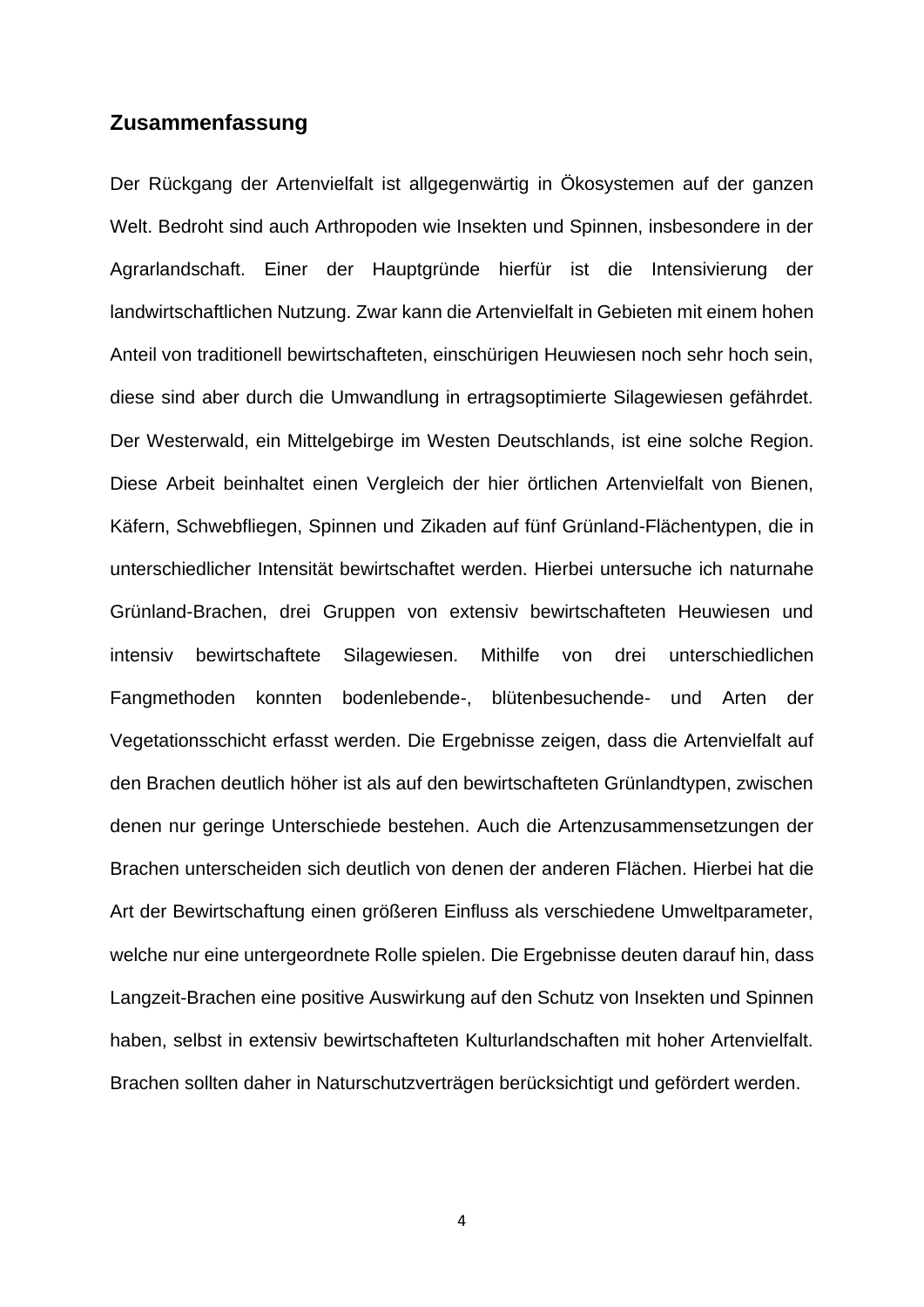## Zusammenfassung

Der Rückgang der Artenvielfalt ist allgegenwärtig in Ökosystemen auf der ganzen Welt. Bedroht sind auch Arthropoden wie Insekten und Spinnen, insbesondere in der Agrarlandschaft. Einer der Hauptgründe hierfür ist die Intensivierung der landwirtschaftlichen Nutzung. Zwar kann die Artenvielfalt in Gebieten mit einem hohen Anteil von traditionell bewirtschafteten, einschürigen Heuwiesen noch sehr hoch sein, diese sind aber durch die Umwandlung in ertragsoptimierte Silagewiesen gefährdet. Der Westerwald, ein Mittelgebirge im Westen Deutschlands, ist eine solche Region. Diese Arbeit beinhaltet einen Vergleich der hier örtlichen Artenvielfalt von Bienen, Käfern, Schwebfliegen, Spinnen und Zikaden auf fünf Grünland-Flächentypen, die in unterschiedlicher Intensität bewirtschaftet werden. Hierbei untersuche ich naturnahe Grünland-Brachen, drei Gruppen von extensiv bewirtschafteten Heuwiesen und intensiv bewirtschaftete Silagewiesen. Mithilfe von drei unterschiedlichen Fangmethoden konnten bodenlebende-, blütenbesuchende- und Arten der Vegetationsschicht erfasst werden. Die Ergebnisse zeigen, dass die Artenvielfalt auf den Brachen deutlich höher ist als auf den bewirtschafteten Grünlandtypen, zwischen denen nur geringe Unterschiede bestehen. Auch die Artenzusammensetzungen der Brachen unterscheiden sich deutlich von denen der anderen Flächen. Hierbei hat die Art der Bewirtschaftung einen größeren Einfluss als verschiedene Umweltparameter, welche nur eine untergeordnete Rolle spielen. Die Ergebnisse deuten darauf hin, dass Langzeit-Brachen eine positive Auswirkung auf den Schutz von Insekten und Spinnen haben, selbst in extensiv bewirtschafteten Kulturlandschaften mit hoher Artenvielfalt. Brachen sollten daher in Naturschutzverträgen berücksichtigt und gefördert werden.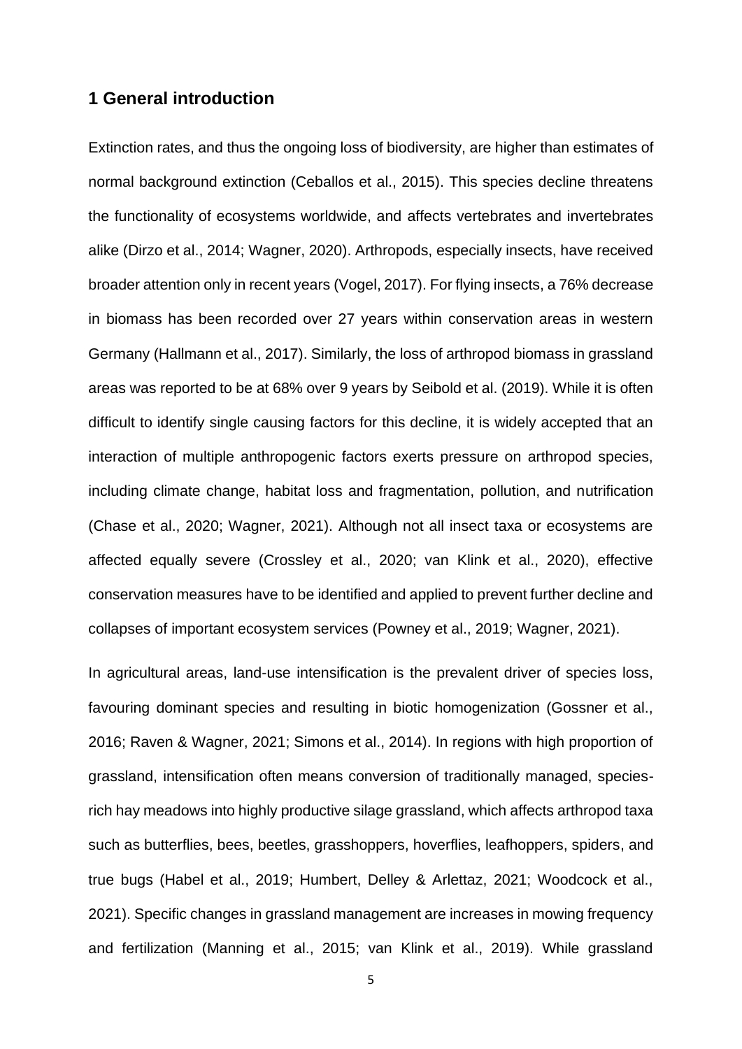# 1 General introduction

Extinction rates, and thus the ongoing loss of biodiversity, are higher than estimates of normal background extinction (Ceballos et al., 2015). This species decline threatens the functionality of ecosystems worldwide, and affects vertebrates and invertebrates alike (Dirzo et al., 2014; Wagner, 2020). Arthropods, especially insects, have received broader attention only in recent years (Vogel, 2017). For flying insects, a 76% decrease in biomass has been recorded over 27 years within conservation areas in western Germany (Hallmann et al., 2017). Similarly, the loss of arthropod biomass in grassland areas was reported to be at 68% over 9 years by Seibold et al. (2019). While it is often difficult to identify single causing factors for this decline, it is widely accepted that an interaction of multiple anthropogenic factors exerts pressure on arthropod species, including climate change, habitat loss and fragmentation, pollution, and nutrification (Chase et al., 2020; Wagner, 2021). Although not all insect taxa or ecosystems are affected equally severe (Crossley et al., 2020; van Klink et al., 2020), effective conservation measures have to be identified and applied to prevent further decline and collapses of important ecosystem services (Powney et al., 2019; Wagner, 2021).

In agricultural areas, land-use intensification is the prevalent driver of species loss, favouring dominant species and resulting in biotic homogenization (Gossner et al., 2016; Raven & Wagner, 2021; Simons et al., 2014). In regions with high proportion of grassland, intensification often means conversion of traditionally managed, species-rich hay meadows into highly productive silage grassland, which affects arthropod taxa such as butterflies, bees, beetles, grasshoppers, hoverflies, leafhoppers, spiders, and true bugs (Habel et al., 2019; Humbert, Delley & Arlettaz, 2021; Woodcock et al., 2021). Specific changes in grassland management are increases in mowing frequency and fertilization (Manning et al., 2015; van Klink et al., 2019). While grassland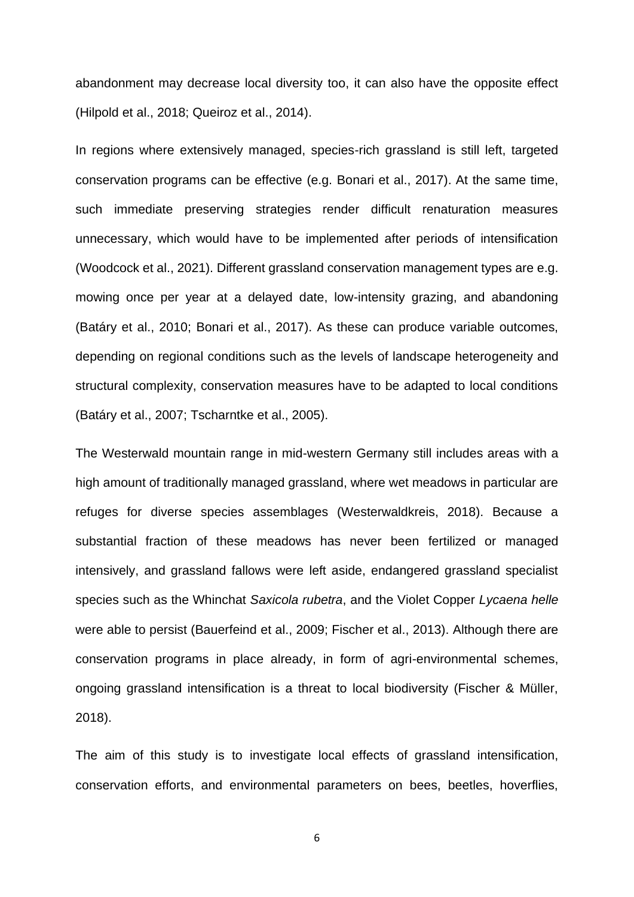abandonment may decrease local diversity too, it can also have the opposite effect (Hilpold et al., 2018; Queiroz et al., 2014).

In regions where extensively managed, species-rich grassland is still left, targeted conservation programs can be effective (e.g. Bonari et al., 2017). At the same time, such immediate preserving strategies render difficult renaturation measures unnecessary, which would have to be implemented after periods of intensification (Woodcock et al., 2021). Different grassland conservation management types are e.g. mowing once per year at a delayed date, low-intensity grazing, and abandoning (Batáry et al., 2010; Bonari et al., 2017). As these can produce variable outcomes, depending on regional conditions such as the levels of landscape heterogeneity and structural complexity, conservation measures have to be adapted to local conditions (Batáry et al., 2007; Tscharntke et al., 2005).

The Westerwald mountain range in mid-western Germany still includes areas with a high amount of traditionally managed grassland, where wet meadows in particular are refuges for diverse species assemblages (Westerwaldkreis, 2018). Because a substantial fraction of these meadows has never been fertilized or managed intensively, and grassland fallows were left aside, endangered grassland specialist species such as the Whinchat *Saxicola rubetra*, and the Violet Copper *Lycaena helle* were able to persist (Bauerfeind et al., 2009; Fischer et al., 2013). Although there are conservation programs in place already, in form of agri-environmental schemes, ongoing grassland intensification is a threat to local biodiversity (Fischer & Müller, 2018).

The aim of this study is to investigate local effects of grassland intensification, conservation efforts, and environmental parameters on bees, beetles, hoverflies,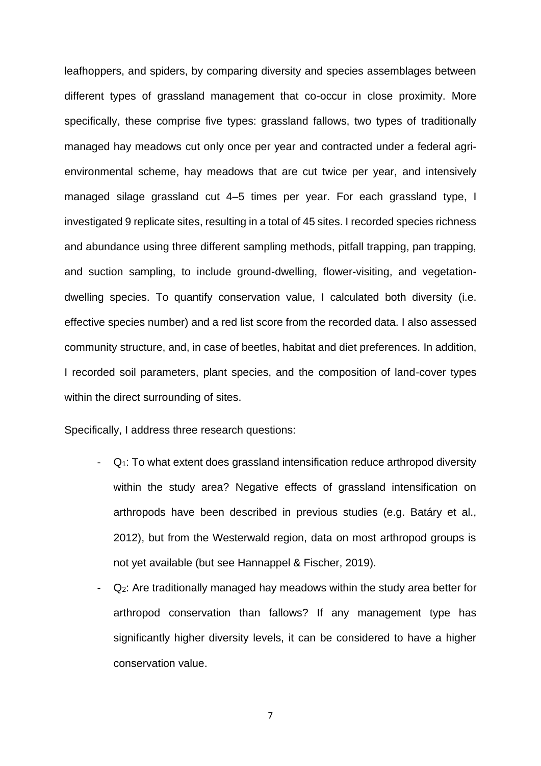leafhoppers, and spiders, by comparing diversity and species assemblages between different types of grassland management that co-occur in close proximity. More specifically, these comprise five types: grassland fallows, two types of traditionally managed hay meadows cut only once per year and contracted under a federal agri-environmental scheme, hay meadows that are cut twice per year, and intensively managed silage grassland cut 4–5 times per year. For each grassland type, I investigated 9 replicate sites, resulting in a total of 45 sites. I recorded species richness and abundance using three different sampling methods, pitfall trapping, pan trapping, and suction sampling, to include ground-dwelling, flower-visiting, and vegetation-dwelling species. To quantify conservation value, I calculated both diversity (i.e. effective species number) and a red list score from the recorded data. I also assessed community structure, and, in case of beetles, habitat and diet preferences. In addition, I recorded soil parameters, plant species, and the composition of land-cover types within the direct surrounding of sites.

Specifically, I address three research questions:

- $Q_1$: To what extent does grassland intensification reduce arthropod diversity within the study area? Negative effects of grassland intensification on arthropods have been described in previous studies (e.g. Batáry et al., 2012), but from the Westerwald region, data on most arthropod groups is not yet available (but see Hannappel & Fischer, 2019).
- $Q_2$: Are traditionally managed hay meadows within the study area better for arthropod conservation than fallows? If any management type has significantly higher diversity levels, it can be considered to have a higher conservation value.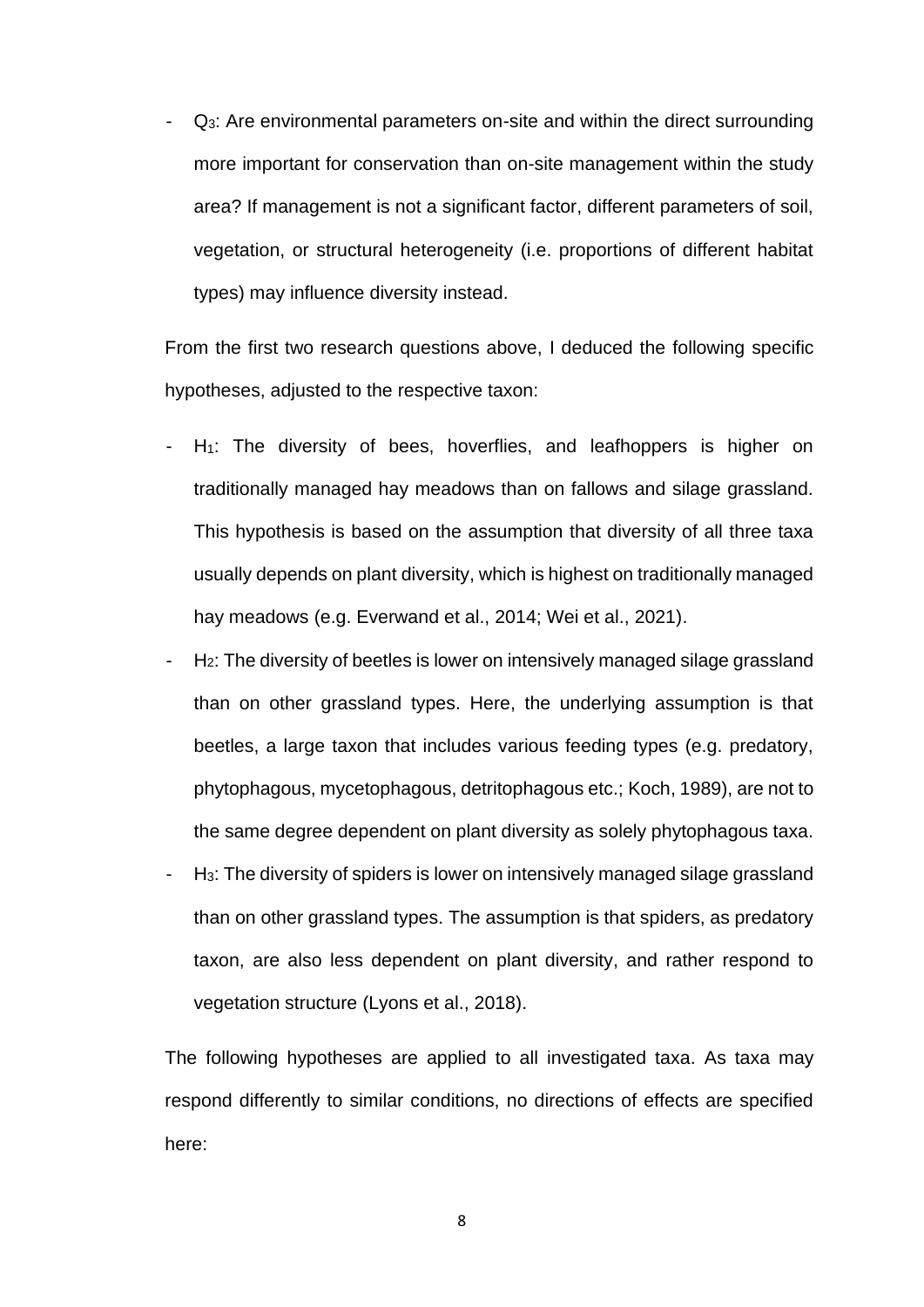- $Q_3$: Are environmental parameters on-site and within the direct surrounding more important for conservation than on-site management within the study area? If management is not a significant factor, different parameters of soil, vegetation, or structural heterogeneity (i.e. proportions of different habitat types) may influence diversity instead.

From the first two research questions above, I deduced the following specific hypotheses, adjusted to the respective taxon:

- $H_1$: The diversity of bees, hoverflies, and leafhoppers is higher on traditionally managed hay meadows than on fallows and silage grassland. This hypothesis is based on the assumption that diversity of all three taxa usually depends on plant diversity, which is highest on traditionally managed hay meadows (e.g. Everwand et al., 2014; Wei et al., 2021).
- $H_2$: The diversity of beetles is lower on intensively managed silage grassland than on other grassland types. Here, the underlying assumption is that beetles, a large taxon that includes various feeding types (e.g. predatory, phytophagous, mycetophagous, detritophagous etc.; Koch, 1989), are not to the same degree dependent on plant diversity as solely phytophagous taxa.
- $H_3$: The diversity of spiders is lower on intensively managed silage grassland than on other grassland types. The assumption is that spiders, as predatory taxon, are also less dependent on plant diversity, and rather respond to vegetation structure (Lyons et al., 2018).

The following hypotheses are applied to all investigated taxa. As taxa may respond differently to similar conditions, no directions of effects are specified here: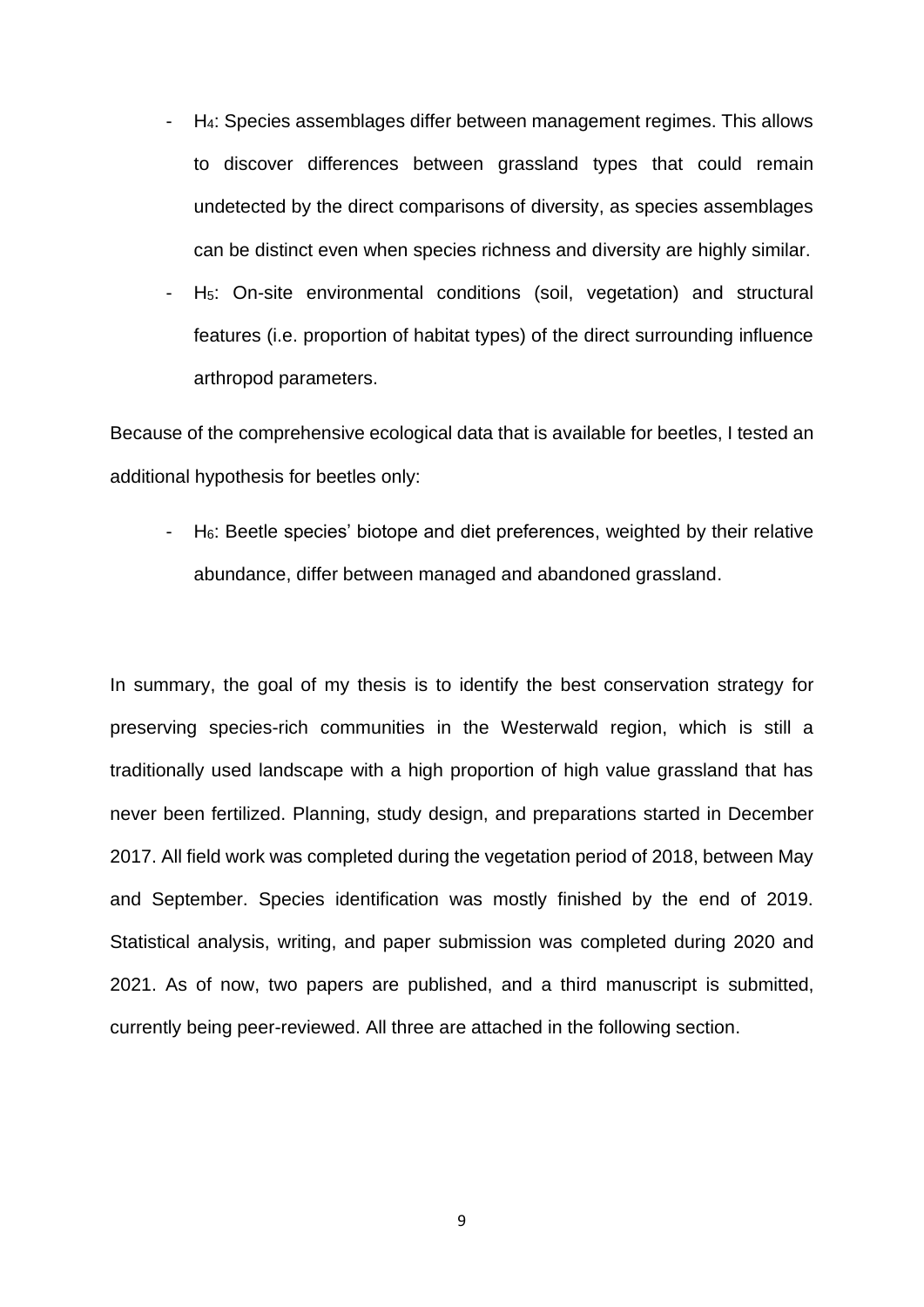- $H_4$: Species assemblages differ between management regimes. This allows to discover differences between grassland types that could remain undetected by the direct comparisons of diversity, as species assemblages can be distinct even when species richness and diversity are highly similar.
- $H_5$: On-site environmental conditions (soil, vegetation) and structural features (i.e. proportion of habitat types) of the direct surrounding influence arthropod parameters.

Because of the comprehensive ecological data that is available for beetles, I tested an additional hypothesis for beetles only:

- $H_6$: Beetle species' biotope and diet preferences, weighted by their relative abundance, differ between managed and abandoned grassland.

In summary, the goal of my thesis is to identify the best conservation strategy for preserving species-rich communities in the Westerwald region, which is still a traditionally used landscape with a high proportion of high value grassland that has never been fertilized. Planning, study design, and preparations started in December 2017. All field work was completed during the vegetation period of 2018, between May and September. Species identification was mostly finished by the end of 2019. Statistical analysis, writing, and paper submission was completed during 2020 and 2021. As of now, two papers are published, and a third manuscript is submitted, currently being peer-reviewed. All three are attached in the following section.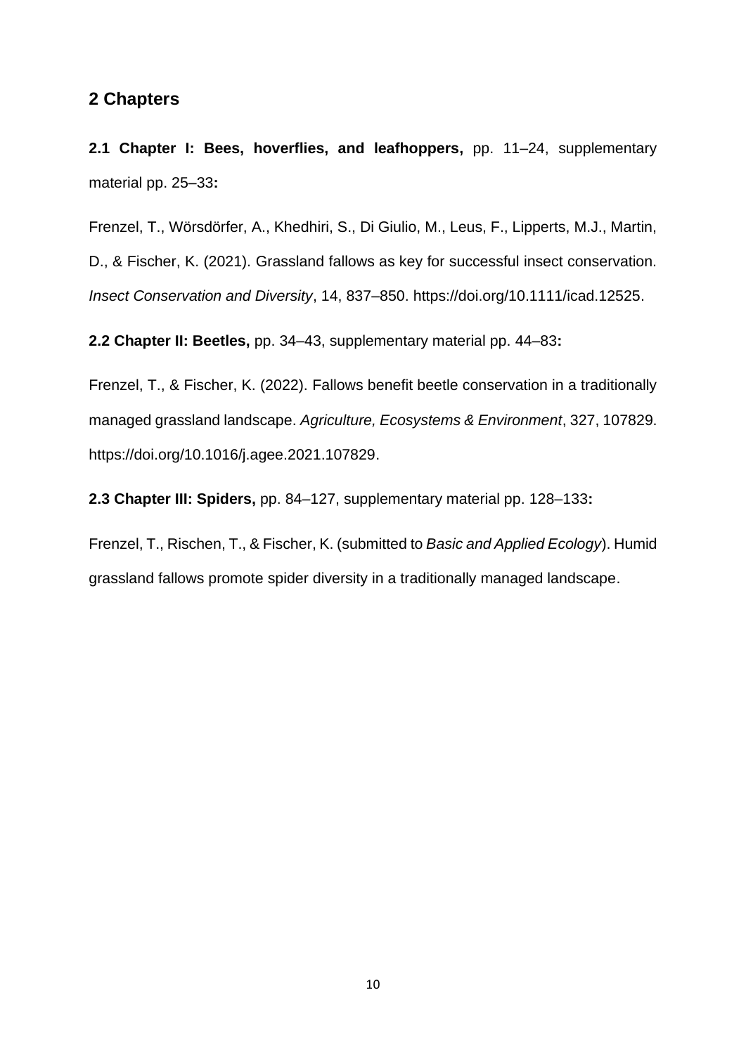## 2 Chapters

**2.1 Chapter I: Bees, hoverflies, and leafhoppers,** pp. 11–24, supplementary material pp. 25–33**:**

Frenzel, T., Wörsdörfer, A., Khedhiri, S., Di Giulio, M., Leus, F., Lipperts, M.J., Martin, D., & Fischer, K. (2021). Grassland fallows as key for successful insect conservation. *Insect Conservation and Diversity*, 14, 837–850. https://doi.org/10.1111/icad.12525.

**2.2 Chapter II: Beetles,** pp. 34–43, supplementary material pp. 44–83**:**

Frenzel, T., & Fischer, K. (2022). Fallows benefit beetle conservation in a traditionally managed grassland landscape. *Agriculture, Ecosystems & Environment*, 327, 107829. https://doi.org/10.1016/j.agee.2021.107829.

**2.3 Chapter III: Spiders,** pp. 84–127, supplementary material pp. 128–133**:**

Frenzel, T., Rischen, T., & Fischer, K. (submitted to *Basic and Applied Ecology*). Humid grassland fallows promote spider diversity in a traditionally managed landscape.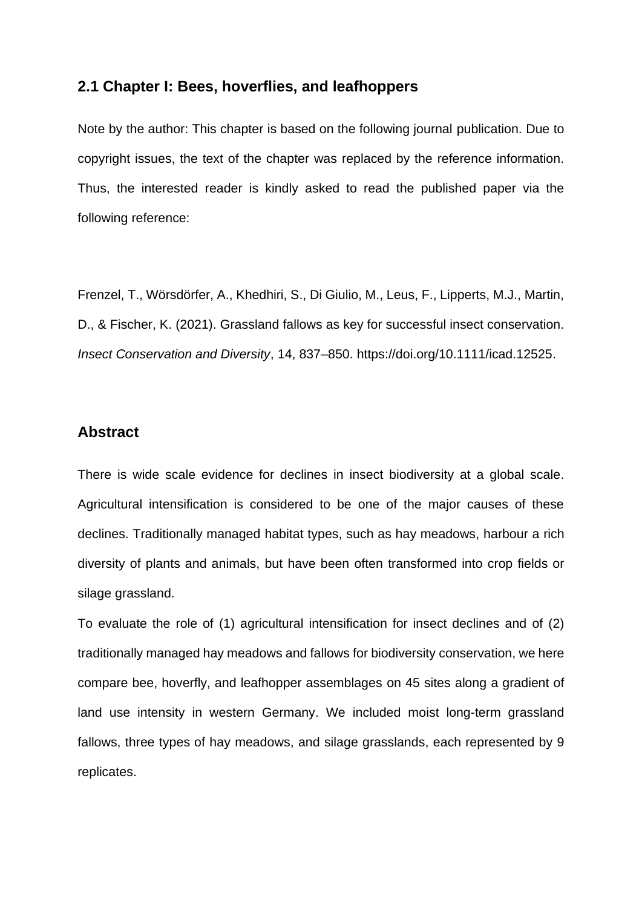## 2.1 Chapter I: Bees, hoverflies, and leafhoppers

Note by the author: This chapter is based on the following journal publication. Due to copyright issues, the text of the chapter was replaced by the reference information. Thus, the interested reader is kindly asked to read the published paper via the following reference:

Frenzel, T., Wörsdörfer, A., Khedhiri, S., Di Giulio, M., Leus, F., Lipperts, M.J., Martin, D., & Fischer, K. (2021). Grassland fallows as key for successful insect conservation. *Insect Conservation and Diversity*, 14, 837–850. https://doi.org/10.1111/icad.12525.

## Abstract

There is wide scale evidence for declines in insect biodiversity at a global scale. Agricultural intensification is considered to be one of the major causes of these declines. Traditionally managed habitat types, such as hay meadows, harbour a rich diversity of plants and animals, but have been often transformed into crop fields or silage grassland.

To evaluate the role of (1) agricultural intensification for insect declines and of (2) traditionally managed hay meadows and fallows for biodiversity conservation, we here compare bee, hoverfly, and leafhopper assemblages on 45 sites along a gradient of land use intensity in western Germany. We included moist long-term grassland fallows, three types of hay meadows, and silage grasslands, each represented by 9 replicates.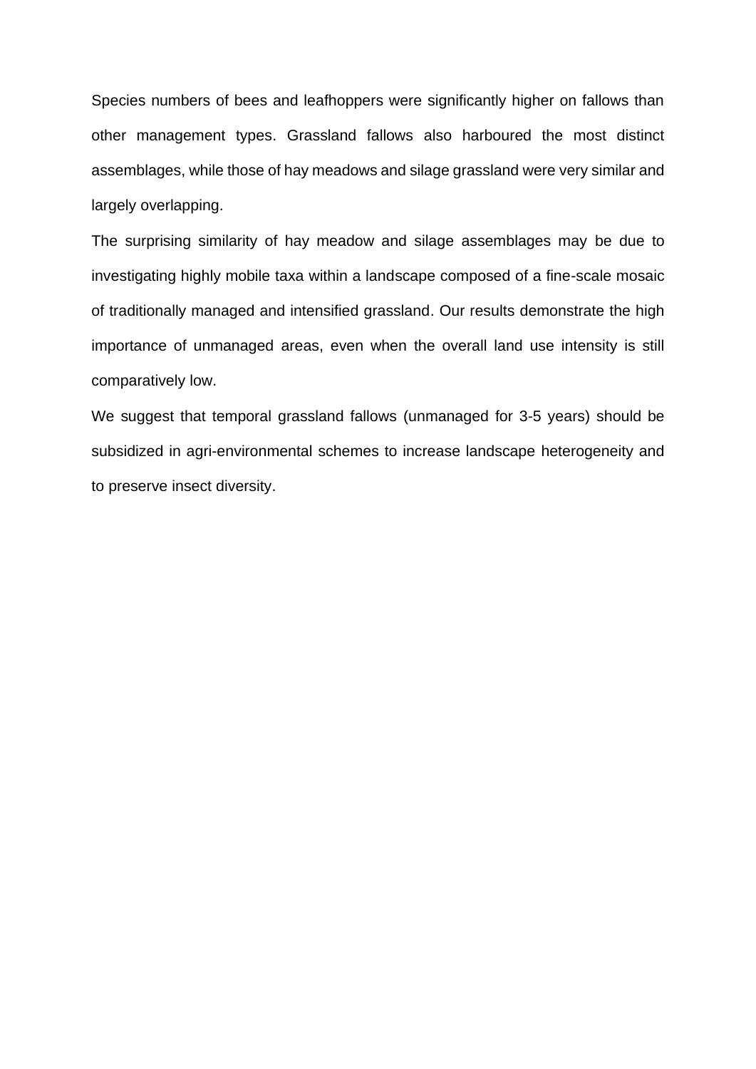Species numbers of bees and leafhoppers were significantly higher on fallows than other management types. Grassland fallows also harboured the most distinct assemblages, while those of hay meadows and silage grassland were very similar and largely overlapping.

The surprising similarity of hay meadow and silage assemblages may be due to investigating highly mobile taxa within a landscape composed of a fine-scale mosaic of traditionally managed and intensified grassland. Our results demonstrate the high importance of unmanaged areas, even when the overall land use intensity is still comparatively low.

We suggest that temporal grassland fallows (unmanaged for 3-5 years) should be subsidized in agri-environmental schemes to increase landscape heterogeneity and to preserve insect diversity.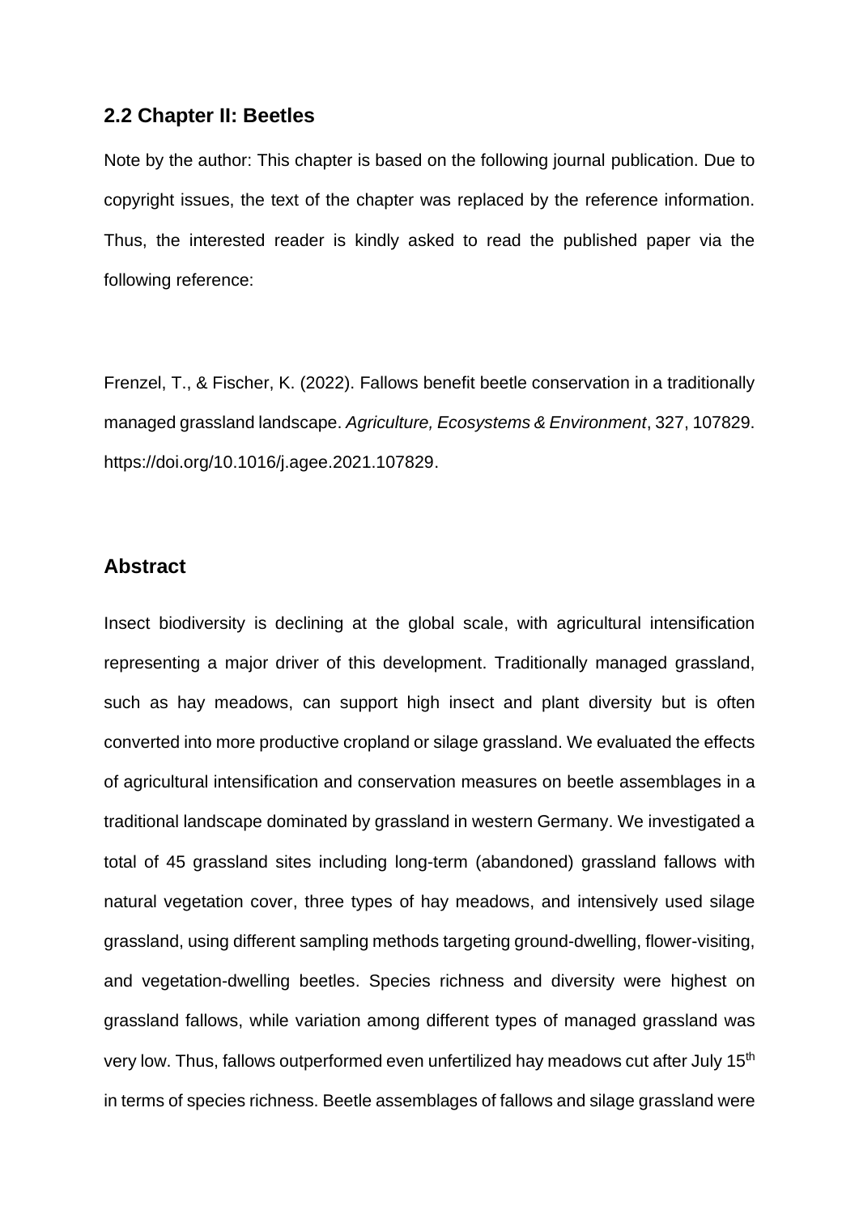## 2.2 Chapter II: Beetles

Note by the author: This chapter is based on the following journal publication. Due to copyright issues, the text of the chapter was replaced by the reference information. Thus, the interested reader is kindly asked to read the published paper via the following reference:

Frenzel, T., & Fischer, K. (2022). Fallows benefit beetle conservation in a traditionally managed grassland landscape. *Agriculture, Ecosystems & Environment*, 327, 107829. https://doi.org/10.1016/j.agee.2021.107829.

## Abstract

Insect biodiversity is declining at the global scale, with agricultural intensification representing a major driver of this development. Traditionally managed grassland, such as hay meadows, can support high insect and plant diversity but is often converted into more productive cropland or silage grassland. We evaluated the effects of agricultural intensification and conservation measures on beetle assemblages in a traditional landscape dominated by grassland in western Germany. We investigated a total of 45 grassland sites including long-term (abandoned) grassland fallows with natural vegetation cover, three types of hay meadows, and intensively used silage grassland, using different sampling methods targeting ground-dwelling, flower-visiting, and vegetation-dwelling beetles. Species richness and diversity were highest on grassland fallows, while variation among different types of managed grassland was very low. Thus, fallows outperformed even unfertilized hay meadows cut after July 15th in terms of species richness. Beetle assemblages of fallows and silage grassland were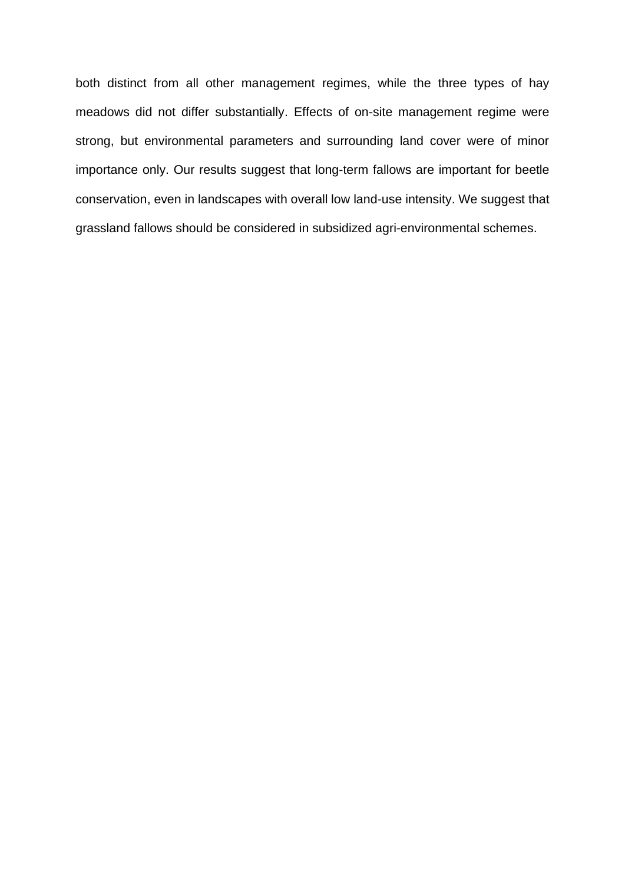both distinct from all other management regimes, while the three types of hay meadows did not differ substantially. Effects of on-site management regime were strong, but environmental parameters and surrounding land cover were of minor importance only. Our results suggest that long-term fallows are important for beetle conservation, even in landscapes with overall low land-use intensity. We suggest that grassland fallows should be considered in subsidized agri-environmental schemes.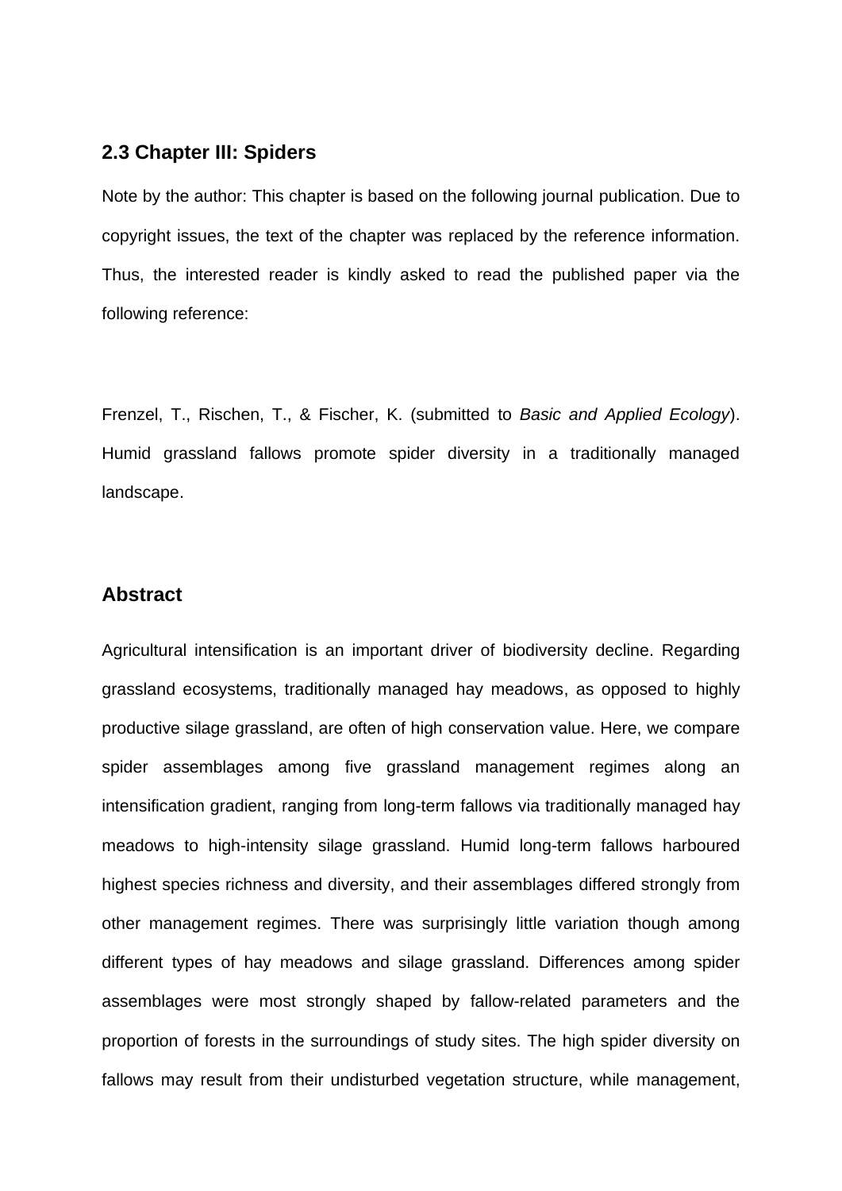## 2.3 Chapter III: Spiders

Note by the author: This chapter is based on the following journal publication. Due to copyright issues, the text of the chapter was replaced by the reference information. Thus, the interested reader is kindly asked to read the published paper via the following reference:

Frenzel, T., Rischen, T., & Fischer, K. (submitted to *Basic and Applied Ecology*). Humid grassland fallows promote spider diversity in a traditionally managed landscape.

## Abstract

Agricultural intensification is an important driver of biodiversity decline. Regarding grassland ecosystems, traditionally managed hay meadows, as opposed to highly productive silage grassland, are often of high conservation value. Here, we compare spider assemblages among five grassland management regimes along an intensification gradient, ranging from long-term fallows via traditionally managed hay meadows to high-intensity silage grassland. Humid long-term fallows harboured highest species richness and diversity, and their assemblages differed strongly from other management regimes. There was surprisingly little variation though among different types of hay meadows and silage grassland. Differences among spider assemblages were most strongly shaped by fallow-related parameters and the proportion of forests in the surroundings of study sites. The high spider diversity on fallows may result from their undisturbed vegetation structure, while management,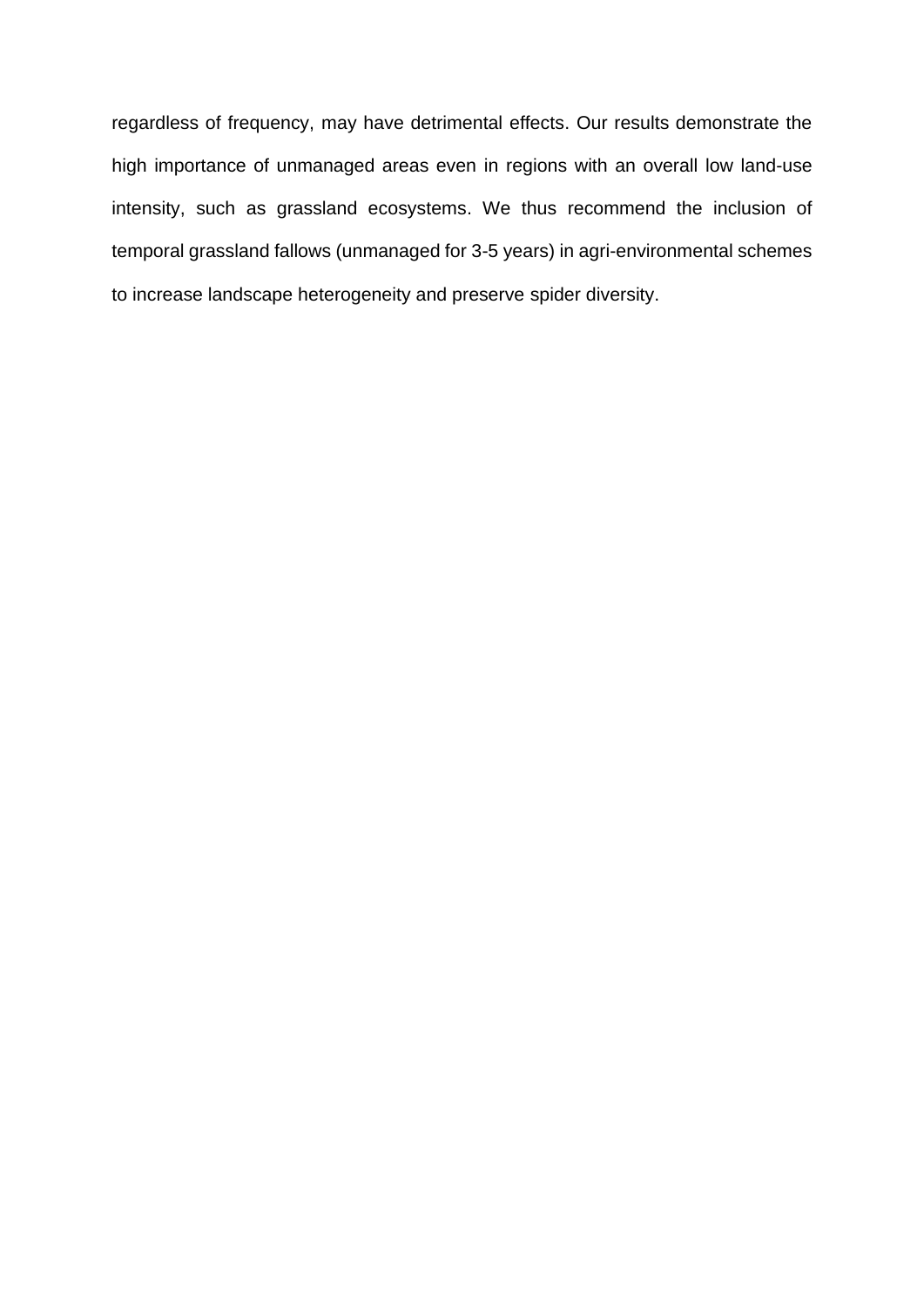regardless of frequency, may have detrimental effects. Our results demonstrate the high importance of unmanaged areas even in regions with an overall low land-use intensity, such as grassland ecosystems. We thus recommend the inclusion of temporal grassland fallows (unmanaged for 3-5 years) in agri-environmental schemes to increase landscape heterogeneity and preserve spider diversity.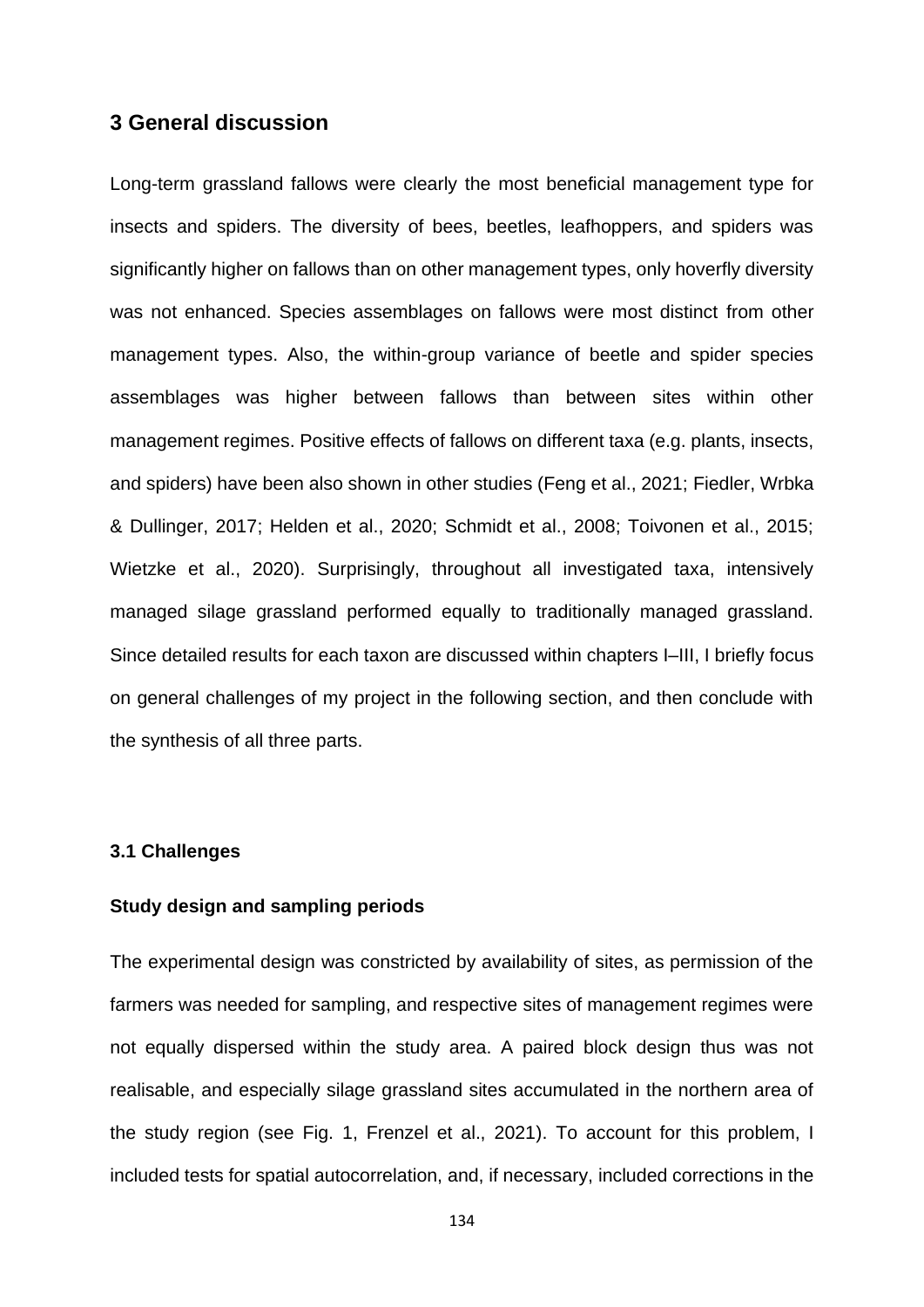# 3 General discussion

Long-term grassland fallows were clearly the most beneficial management type for insects and spiders. The diversity of bees, beetles, leafhoppers, and spiders was significantly higher on fallows than on other management types, only hoverfly diversity was not enhanced. Species assemblages on fallows were most distinct from other management types. Also, the within-group variance of beetle and spider species assemblages was higher between fallows than between sites within other management regimes. Positive effects of fallows on different taxa (e.g. plants, insects, and spiders) have been also shown in other studies (Feng et al., 2021; Fiedler, Wrbka & Dullinger, 2017; Helden et al., 2020; Schmidt et al., 2008; Toivonen et al., 2015; Wietzke et al., 2020). Surprisingly, throughout all investigated taxa, intensively managed silage grassland performed equally to traditionally managed grassland. Since detailed results for each taxon are discussed within chapters I–III, I briefly focus on general challenges of my project in the following section, and then conclude with the synthesis of all three parts.

## 3.1 Challenges

### Study design and sampling periods

The experimental design was constricted by availability of sites, as permission of the farmers was needed for sampling, and respective sites of management regimes were not equally dispersed within the study area. A paired block design thus was not realisable, and especially silage grassland sites accumulated in the northern area of the study region (see Fig. 1, Frenzel et al., 2021). To account for this problem, I included tests for spatial autocorrelation, and, if necessary, included corrections in the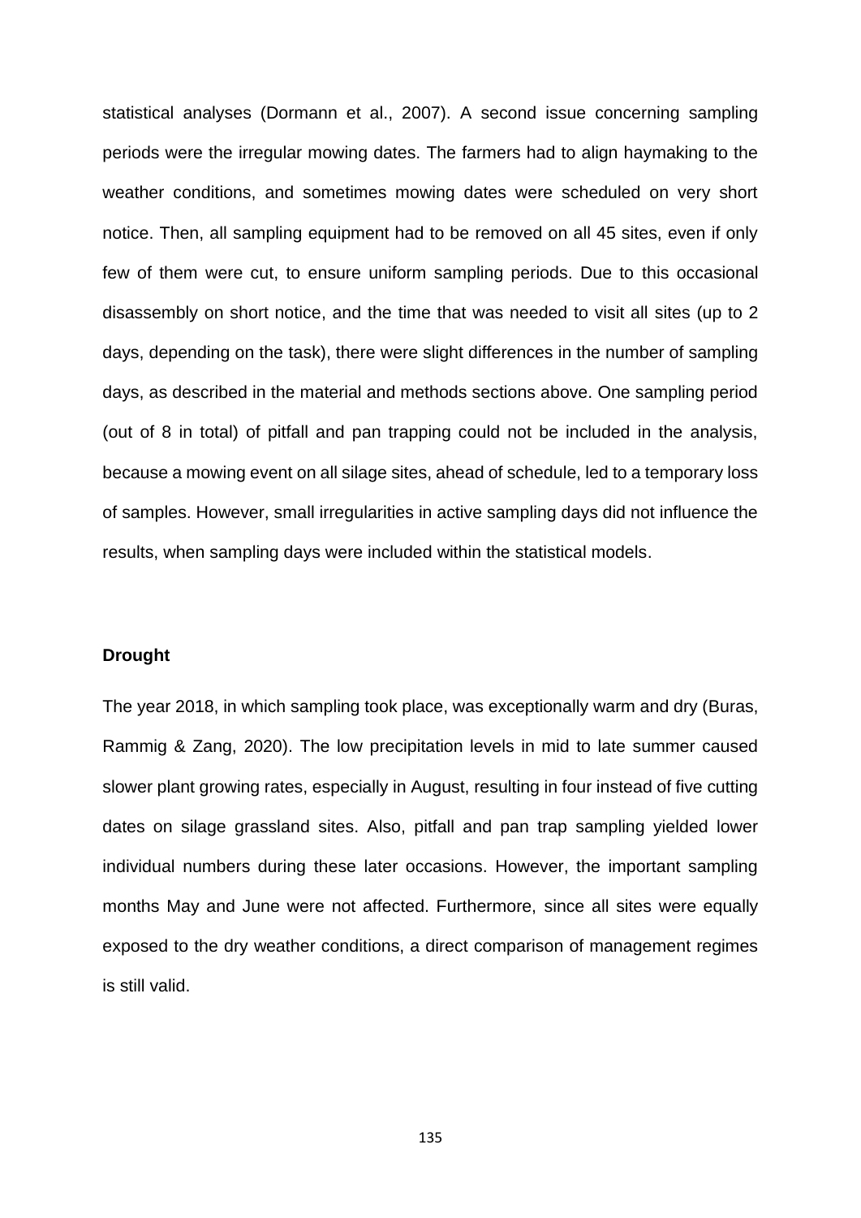statistical analyses (Dormann et al., 2007). A second issue concerning sampling periods were the irregular mowing dates. The farmers had to align haymaking to the weather conditions, and sometimes mowing dates were scheduled on very short notice. Then, all sampling equipment had to be removed on all 45 sites, even if only few of them were cut, to ensure uniform sampling periods. Due to this occasional disassembly on short notice, and the time that was needed to visit all sites (up to 2 days, depending on the task), there were slight differences in the number of sampling days, as described in the material and methods sections above. One sampling period (out of 8 in total) of pitfall and pan trapping could not be included in the analysis, because a mowing event on all silage sites, ahead of schedule, led to a temporary loss of samples. However, small irregularities in active sampling days did not influence the results, when sampling days were included within the statistical models.

**Drought**

The year 2018, in which sampling took place, was exceptionally warm and dry (Buras, Rammig & Zang, 2020). The low precipitation levels in mid to late summer caused slower plant growing rates, especially in August, resulting in four instead of five cutting dates on silage grassland sites. Also, pitfall and pan trap sampling yielded lower individual numbers during these later occasions. However, the important sampling months May and June were not affected. Furthermore, since all sites were equally exposed to the dry weather conditions, a direct comparison of management regimes is still valid.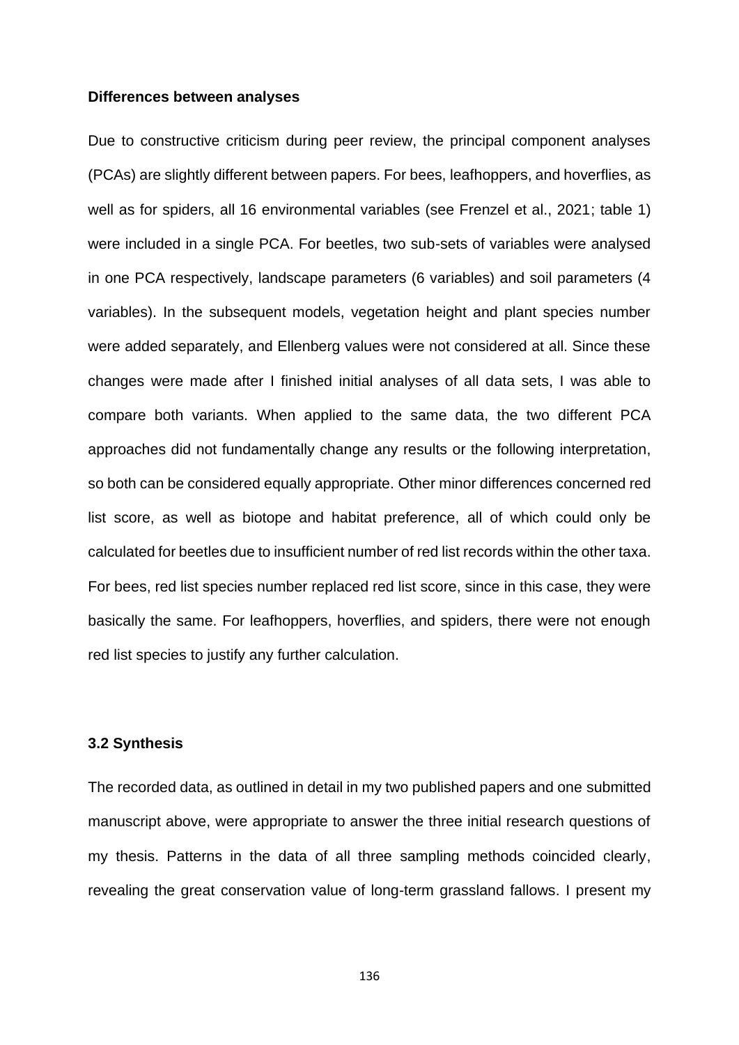**Differences between analyses**

Due to constructive criticism during peer review, the principal component analyses (PCAs) are slightly different between papers. For bees, leafhoppers, and hoverflies, as well as for spiders, all 16 environmental variables (see Frenzel et al., 2021; table 1) were included in a single PCA. For beetles, two sub-sets of variables were analysed in one PCA respectively, landscape parameters (6 variables) and soil parameters (4 variables). In the subsequent models, vegetation height and plant species number were added separately, and Ellenberg values were not considered at all. Since these changes were made after I finished initial analyses of all data sets, I was able to compare both variants. When applied to the same data, the two different PCA approaches did not fundamentally change any results or the following interpretation, so both can be considered equally appropriate. Other minor differences concerned red list score, as well as biotope and habitat preference, all of which could only be calculated for beetles due to insufficient number of red list records within the other taxa. For bees, red list species number replaced red list score, since in this case, they were basically the same. For leafhoppers, hoverflies, and spiders, there were not enough red list species to justify any further calculation.

### 3.2 Synthesis

The recorded data, as outlined in detail in my two published papers and one submitted manuscript above, were appropriate to answer the three initial research questions of my thesis. Patterns in the data of all three sampling methods coincided clearly, revealing the great conservation value of long-term grassland fallows. I present my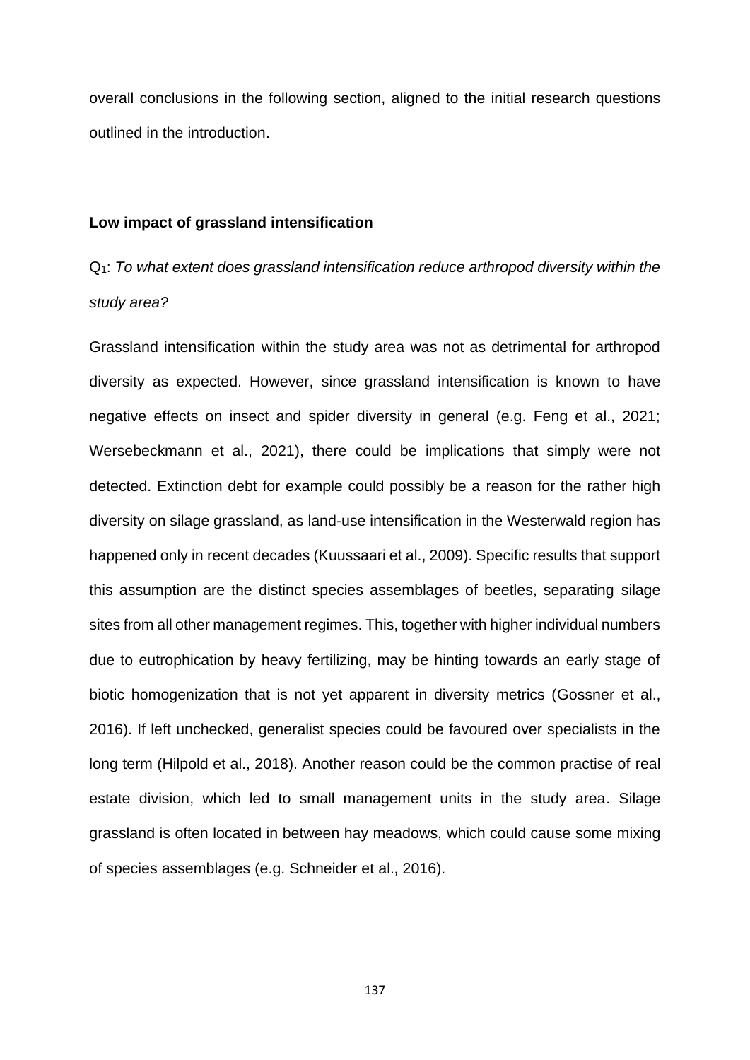overall conclusions in the following section, aligned to the initial research questions outlined in the introduction.

### Low impact of grassland intensification

$Q_1$: *To what extent does grassland intensification reduce arthropod diversity within the study area?*

Grassland intensification within the study area was not as detrimental for arthropod diversity as expected. However, since grassland intensification is known to have negative effects on insect and spider diversity in general (e.g. Feng et al., 2021; Wersebeckmann et al., 2021), there could be implications that simply were not detected. Extinction debt for example could possibly be a reason for the rather high diversity on silage grassland, as land-use intensification in the Westerwald region has happened only in recent decades (Kuussaari et al., 2009). Specific results that support this assumption are the distinct species assemblages of beetles, separating silage sites from all other management regimes. This, together with higher individual numbers due to eutrophication by heavy fertilizing, may be hinting towards an early stage of biotic homogenization that is not yet apparent in diversity metrics (Gossner et al., 2016). If left unchecked, generalist species could be favoured over specialists in the long term (Hilpold et al., 2018). Another reason could be the common practise of real estate division, which led to small management units in the study area. Silage grassland is often located in between hay meadows, which could cause some mixing of species assemblages (e.g. Schneider et al., 2016).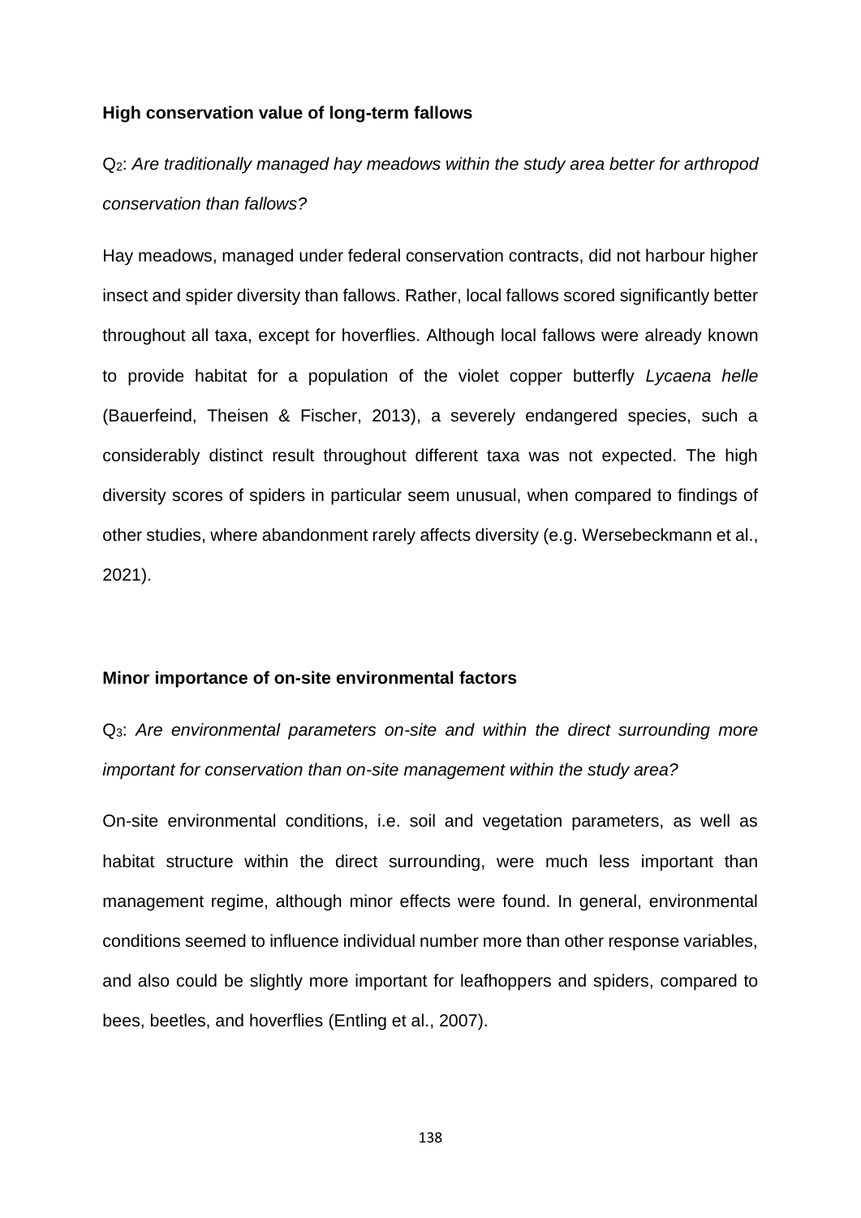**High conservation value of long-term fallows**

$Q_2$: *Are traditionally managed hay meadows within the study area better for arthropod conservation than fallows?*

Hay meadows, managed under federal conservation contracts, did not harbour higher insect and spider diversity than fallows. Rather, local fallows scored significantly better throughout all taxa, except for hoverflies. Although local fallows were already known to provide habitat for a population of the violet copper butterfly *Lycaena helle* (Bauerfeind, Theisen & Fischer, 2013), a severely endangered species, such a considerably distinct result throughout different taxa was not expected. The high diversity scores of spiders in particular seem unusual, when compared to findings of other studies, where abandonment rarely affects diversity (e.g. Wersebeckmann et al., 2021).

**Minor importance of on-site environmental factors**

$Q_3$: *Are environmental parameters on-site and within the direct surrounding more important for conservation than on-site management within the study area?*

On-site environmental conditions, i.e. soil and vegetation parameters, as well as habitat structure within the direct surrounding, were much less important than management regime, although minor effects were found. In general, environmental conditions seemed to influence individual number more than other response variables, and also could be slightly more important for leafhoppers and spiders, compared to bees, beetles, and hoverflies (Entling et al., 2007).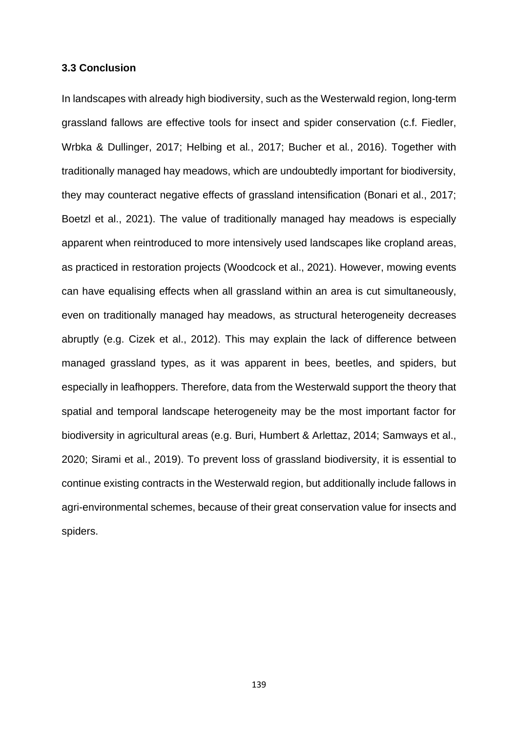### 3.3 Conclusion

In landscapes with already high biodiversity, such as the Westerwald region, long-term grassland fallows are effective tools for insect and spider conservation (c.f. Fiedler, Wrbka & Dullinger, 2017; Helbing et al., 2017; Bucher et al., 2016). Together with traditionally managed hay meadows, which are undoubtedly important for biodiversity, they may counteract negative effects of grassland intensification (Bonari et al., 2017; Boetzl et al., 2021). The value of traditionally managed hay meadows is especially apparent when reintroduced to more intensively used landscapes like cropland areas, as practiced in restoration projects (Woodcock et al., 2021). However, mowing events can have equalising effects when all grassland within an area is cut simultaneously, even on traditionally managed hay meadows, as structural heterogeneity decreases abruptly (e.g. Cizek et al., 2012). This may explain the lack of difference between managed grassland types, as it was apparent in bees, beetles, and spiders, but especially in leafhoppers. Therefore, data from the Westerwald support the theory that spatial and temporal landscape heterogeneity may be the most important factor for biodiversity in agricultural areas (e.g. Buri, Humbert & Arlettaz, 2014; Samways et al., 2020; Sirami et al., 2019). To prevent loss of grassland biodiversity, it is essential to continue existing contracts in the Westerwald region, but additionally include fallows in agri-environmental schemes, because of their great conservation value for insects and spiders.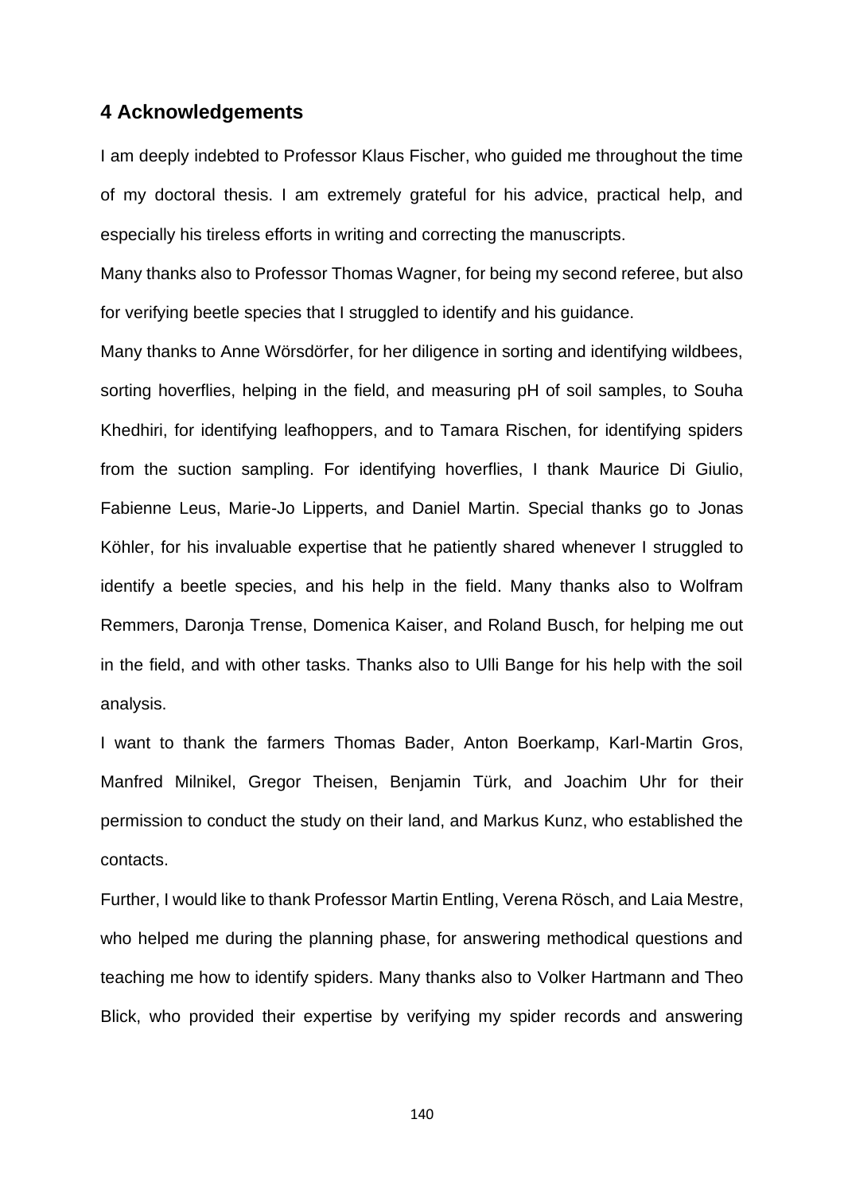## 4 Acknowledgements

I am deeply indebted to Professor Klaus Fischer, who guided me throughout the time of my doctoral thesis. I am extremely grateful for his advice, practical help, and especially his tireless efforts in writing and correcting the manuscripts.

Many thanks also to Professor Thomas Wagner, for being my second referee, but also for verifying beetle species that I struggled to identify and his guidance.

Many thanks to Anne Wörsdörfer, for her diligence in sorting and identifying wildbees, sorting hoverflies, helping in the field, and measuring pH of soil samples, to Souha Khedhiri, for identifying leafhoppers, and to Tamara Rischen, for identifying spiders from the suction sampling. For identifying hoverflies, I thank Maurice Di Giulio, Fabienne Leus, Marie-Jo Lipperts, and Daniel Martin. Special thanks go to Jonas Köhler, for his invaluable expertise that he patiently shared whenever I struggled to identify a beetle species, and his help in the field. Many thanks also to Wolfram Remmers, Daronja Trense, Domenica Kaiser, and Roland Busch, for helping me out in the field, and with other tasks. Thanks also to Ulli Bange for his help with the soil analysis.

I want to thank the farmers Thomas Bader, Anton Boerkamp, Karl-Martin Gros, Manfred Milnikel, Gregor Theisen, Benjamin Türk, and Joachim Uhr for their permission to conduct the study on their land, and Markus Kunz, who established the contacts.

Further, I would like to thank Professor Martin Entling, Verena Rösch, and Laia Mestre, who helped me during the planning phase, for answering methodical questions and teaching me how to identify spiders. Many thanks also to Volker Hartmann and Theo Blick, who provided their expertise by verifying my spider records and answering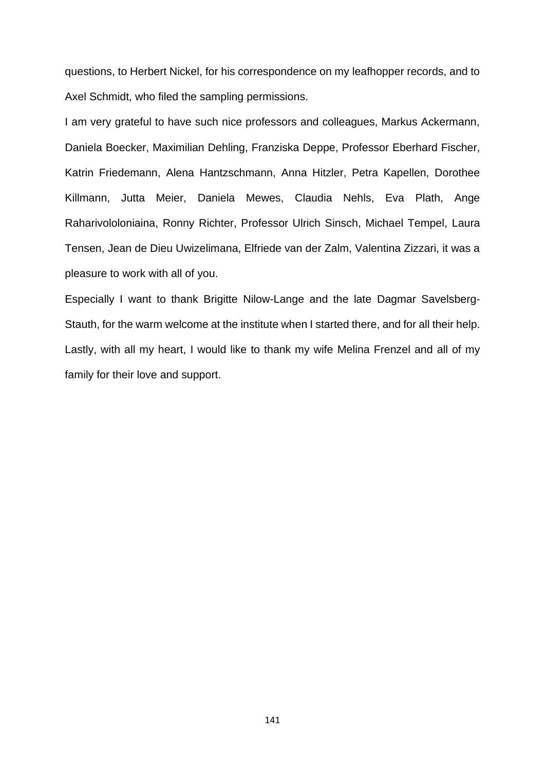questions, to Herbert Nickel, for his correspondence on my leafhopper records, and to Axel Schmidt, who filed the sampling permissions.

I am very grateful to have such nice professors and colleagues, Markus Ackermann, Daniela Boecker, Maximilian Dehling, Franziska Deppe, Professor Eberhard Fischer, Katrin Friedemann, Alena Hantzschmann, Anna Hitzler, Petra Kapellen, Dorothee Killmann, Jutta Meier, Daniela Mewes, Claudia Nehls, Eva Plath, Ange Raharivololoniaina, Ronny Richter, Professor Ulrich Sinsch, Michael Tempel, Laura Tensen, Jean de Dieu Uwizelimana, Elfriede van der Zalm, Valentina Zizzari, it was a pleasure to work with all of you.

Especially I want to thank Brigitte Nilow-Lange and the late Dagmar Savelsberg-Stauth, for the warm welcome at the institute when I started there, and for all their help.

Lastly, with all my heart, I would like to thank my wife Melina Frenzel and all of my family for their love and support.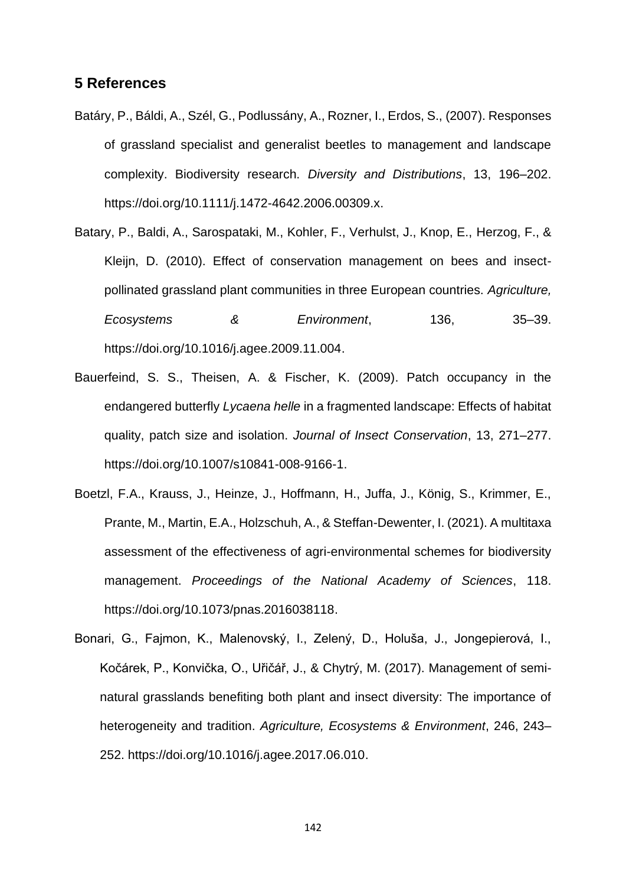## 5 References

Batáry, P., Báldi, A., Szél, G., Podlussány, A., Rozner, I., Erdos, S., (2007). Responses of grassland specialist and generalist beetles to management and landscape complexity. Biodiversity research. *Diversity and Distributions*, 13, 196–202. https://doi.org/10.1111/j.1472-4642.2006.00309.x.

Batary, P., Baldi, A., Sarospataki, M., Kohler, F., Verhulst, J., Knop, E., Herzog, F., & Kleijn, D. (2010). Effect of conservation management on bees and insect-pollinated grassland plant communities in three European countries. *Agriculture, Ecosystems & Environment*, 136, 35–39. https://doi.org/10.1016/j.agee.2009.11.004.

Bauerfeind, S. S., Theisen, A. & Fischer, K. (2009). Patch occupancy in the endangered butterfly *Lycaena helle* in a fragmented landscape: Effects of habitat quality, patch size and isolation. *Journal of Insect Conservation*, 13, 271–277. https://doi.org/10.1007/s10841-008-9166-1.

Boetzl, F.A., Krauss, J., Heinze, J., Hoffmann, H., Juffa, J., König, S., Krimmer, E., Prante, M., Martin, E.A., Holzschuh, A., & Steffan-Dewenter, I. (2021). A multitaxa assessment of the effectiveness of agri-environmental schemes for biodiversity management. *Proceedings of the National Academy of Sciences*, 118. https://doi.org/10.1073/pnas.2016038118.

Bonari, G., Fajmon, K., Malenovský, I., Zelený, D., Holuša, J., Jongepierová, I., Kočárek, P., Konvička, O., Uřičář, J., & Chytrý, M. (2017). Management of semi-natural grasslands benefiting both plant and insect diversity: The importance of heterogeneity and tradition. *Agriculture, Ecosystems & Environment*, 246, 243–252. https://doi.org/10.1016/j.agee.2017.06.010.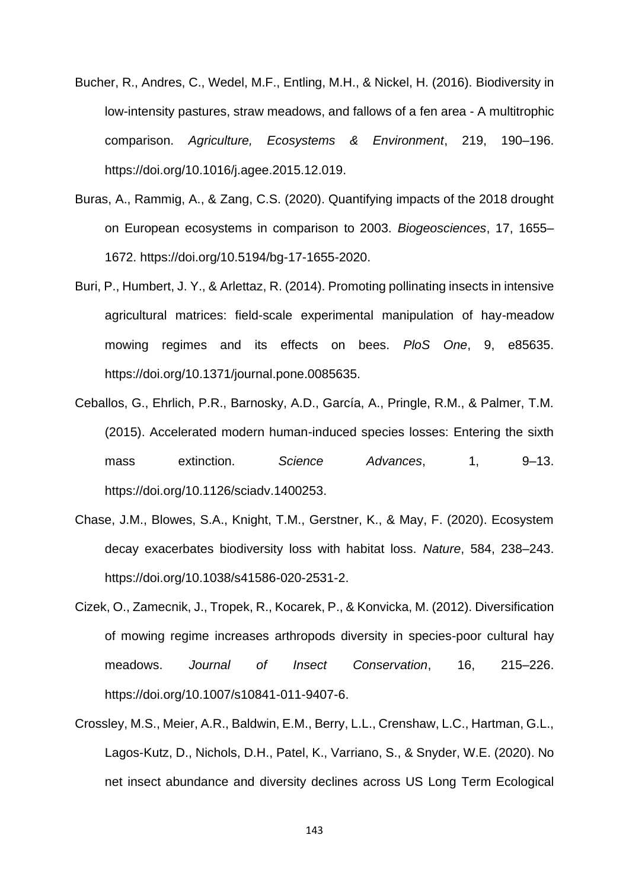Bucher, R., Andres, C., Wedel, M.F., Entling, M.H., & Nickel, H. (2016). Biodiversity in low-intensity pastures, straw meadows, and fallows of a fen area - A multitrophic comparison. *Agriculture, Ecosystems & Environment*, 219, 190–196. https://doi.org/10.1016/j.agee.2015.12.019.

Buras, A., Rammig, A., & Zang, C.S. (2020). Quantifying impacts of the 2018 drought on European ecosystems in comparison to 2003. *Biogeosciences*, 17, 1655–1672. https://doi.org/10.5194/bg-17-1655-2020.

Buri, P., Humbert, J. Y., & Arlettaz, R. (2014). Promoting pollinating insects in intensive agricultural matrices: field-scale experimental manipulation of hay-meadow mowing regimes and its effects on bees. *PloS One*, 9, e85635. https://doi.org/10.1371/journal.pone.0085635.

Ceballos, G., Ehrlich, P.R., Barnosky, A.D., García, A., Pringle, R.M., & Palmer, T.M. (2015). Accelerated modern human-induced species losses: Entering the sixth mass extinction. *Science Advances*, 1, 9–13. https://doi.org/10.1126/sciadv.1400253.

Chase, J.M., Blowes, S.A., Knight, T.M., Gerstner, K., & May, F. (2020). Ecosystem decay exacerbates biodiversity loss with habitat loss. *Nature*, 584, 238–243. https://doi.org/10.1038/s41586-020-2531-2.

Cizek, O., Zamecnik, J., Tropek, R., Kocarek, P., & Konvicka, M. (2012). Diversification of mowing regime increases arthropods diversity in species-poor cultural hay meadows. *Journal of Insect Conservation*, 16, 215–226. https://doi.org/10.1007/s10841-011-9407-6.

Crossley, M.S., Meier, A.R., Baldwin, E.M., Berry, L.L., Crenshaw, L.C., Hartman, G.L., Lagos-Kutz, D., Nichols, D.H., Patel, K., Varriano, S., & Snyder, W.E. (2020). No net insect abundance and diversity declines across US Long Term Ecological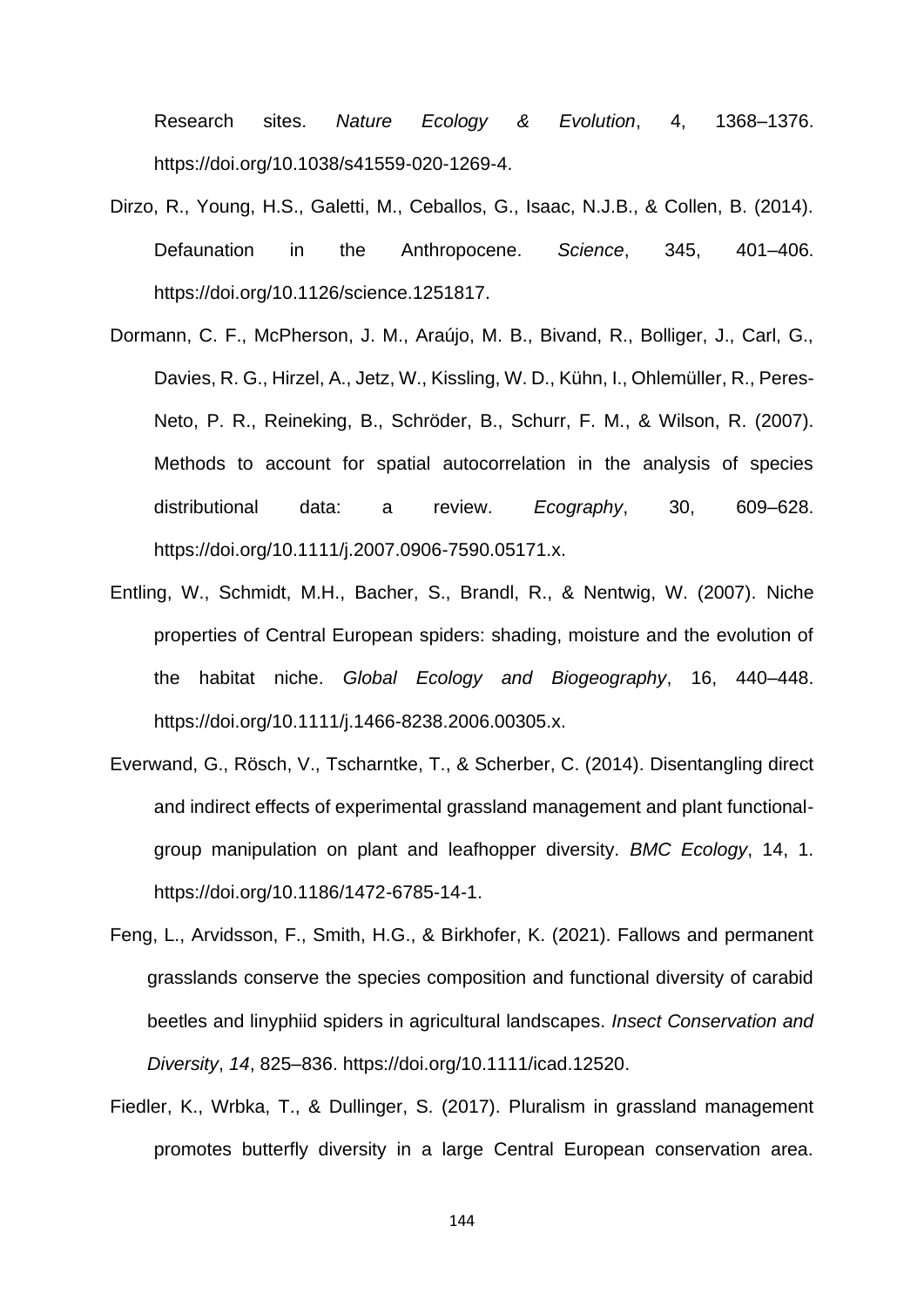Research sites. *Nature Ecology & Evolution*, 4, 1368–1376. https://doi.org/10.1038/s41559-020-1269-4.

Dirzo, R., Young, H.S., Galetti, M., Ceballos, G., Isaac, N.J.B., & Collen, B. (2014). Defaunation in the Anthropocene. *Science*, 345, 401–406. https://doi.org/10.1126/science.1251817.

Dormann, C. F., McPherson, J. M., Araújo, M. B., Bivand, R., Bolliger, J., Carl, G., Davies, R. G., Hirzel, A., Jetz, W., Kissling, W. D., Kühn, I., Ohlemüller, R., Peres-Neto, P. R., Reineking, B., Schröder, B., Schurr, F. M., & Wilson, R. (2007). Methods to account for spatial autocorrelation in the analysis of species distributional data: a review. *Ecography*, 30, 609–628. https://doi.org/10.1111/j.2007.0906-7590.05171.x.

Entling, W., Schmidt, M.H., Bacher, S., Brandl, R., & Nentwig, W. (2007). Niche properties of Central European spiders: shading, moisture and the evolution of the habitat niche. *Global Ecology and Biogeography*, 16, 440–448. https://doi.org/10.1111/j.1466-8238.2006.00305.x.

Everwand, G., Rösch, V., Tscharntke, T., & Scherber, C. (2014). Disentangling direct and indirect effects of experimental grassland management and plant functional-group manipulation on plant and leafhopper diversity. *BMC Ecology*, 14, 1. https://doi.org/10.1186/1472-6785-14-1.

Feng, L., Arvidsson, F., Smith, H.G., & Birkhofer, K. (2021). Fallows and permanent grasslands conserve the species composition and functional diversity of carabid beetles and linyphiid spiders in agricultural landscapes. *Insect Conservation and Diversity*, *14*, 825–836. https://doi.org/10.1111/icad.12520.

Fiedler, K., Wrbka, T., & Dullinger, S. (2017). Pluralism in grassland management promotes butterfly diversity in a large Central European conservation area.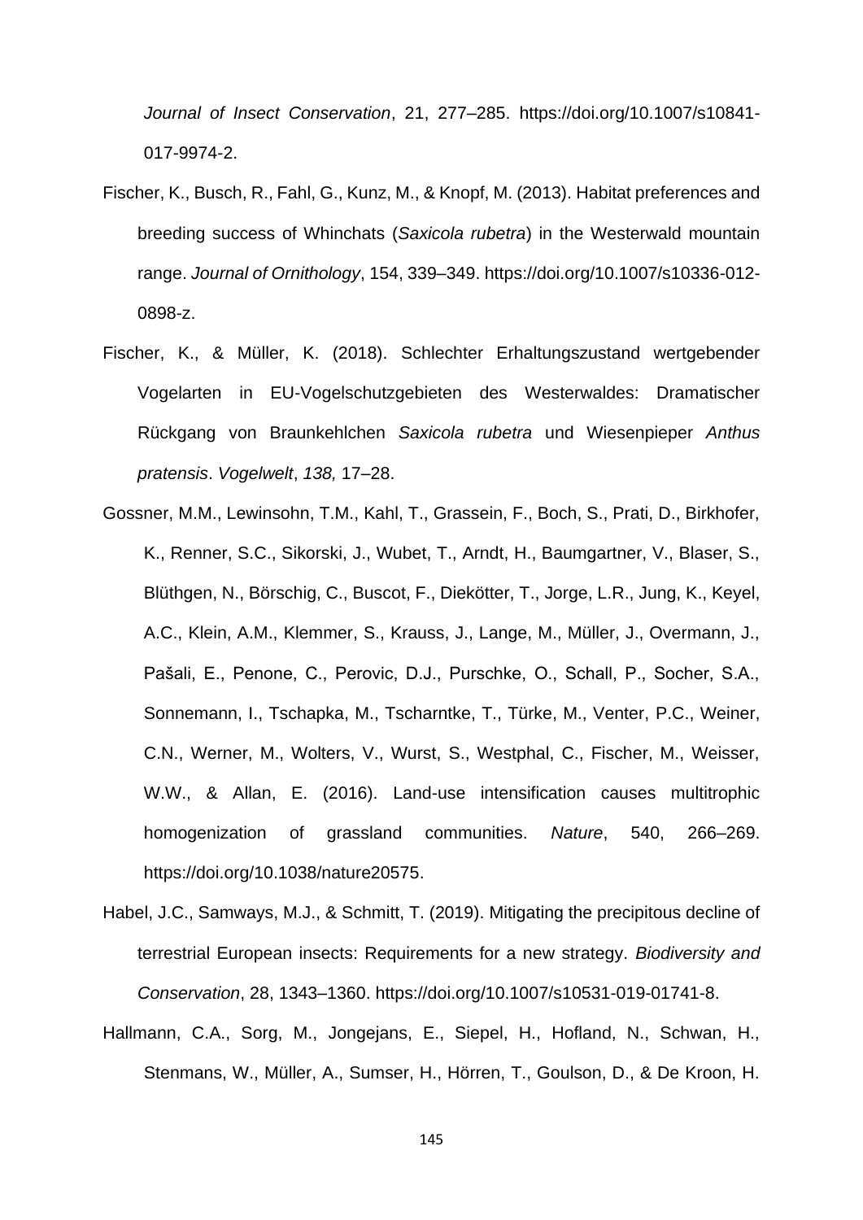*Journal of Insect Conservation*, 21, 277–285. https://doi.org/10.1007/s10841-017-9974-2.

Fischer, K., Busch, R., Fahl, G., Kunz, M., & Knopf, M. (2013). Habitat preferences and breeding success of Whinchats (*Saxicola rubetra*) in the Westerwald mountain range. *Journal of Ornithology*, 154, 339–349. https://doi.org/10.1007/s10336-012-0898-z.

Fischer, K., & Müller, K. (2018). Schlechter Erhaltungszustand wertgebender Vogelarten in EU-Vogelschutzgebieten des Westerwaldes: Dramatischer Rückgang von Braunkehlchen *Saxicola rubetra* und Wiesenpieper *Anthus pratensis*. *Vogelwelt*, *138,* 17–28.

Gossner, M.M., Lewinsohn, T.M., Kahl, T., Grassein, F., Boch, S., Prati, D., Birkhofer, K., Renner, S.C., Sikorski, J., Wubet, T., Arndt, H., Baumgartner, V., Blaser, S., Blüthgen, N., Börschig, C., Buscot, F., Diekötter, T., Jorge, L.R., Jung, K., Keyel, A.C., Klein, A.M., Klemmer, S., Krauss, J., Lange, M., Müller, J., Overmann, J., Pašali, E., Penone, C., Perovic, D.J., Purschke, O., Schall, P., Socher, S.A., Sonnemann, I., Tschapka, M., Tscharntke, T., Türke, M., Venter, P.C., Weiner, C.N., Werner, M., Wolters, V., Wurst, S., Westphal, C., Fischer, M., Weisser, W.W., & Allan, E. (2016). Land-use intensification causes multitrophic homogenization of grassland communities. *Nature*, 540, 266–269. https://doi.org/10.1038/nature20575.

Habel, J.C., Samways, M.J., & Schmitt, T. (2019). Mitigating the precipitous decline of terrestrial European insects: Requirements for a new strategy. *Biodiversity and Conservation*, 28, 1343–1360. https://doi.org/10.1007/s10531-019-01741-8.

Hallmann, C.A., Sorg, M., Jongejans, E., Siepel, H., Hofland, N., Schwan, H., Stenmans, W., Müller, A., Sumser, H., Hörren, T., Goulson, D., & De Kroon, H.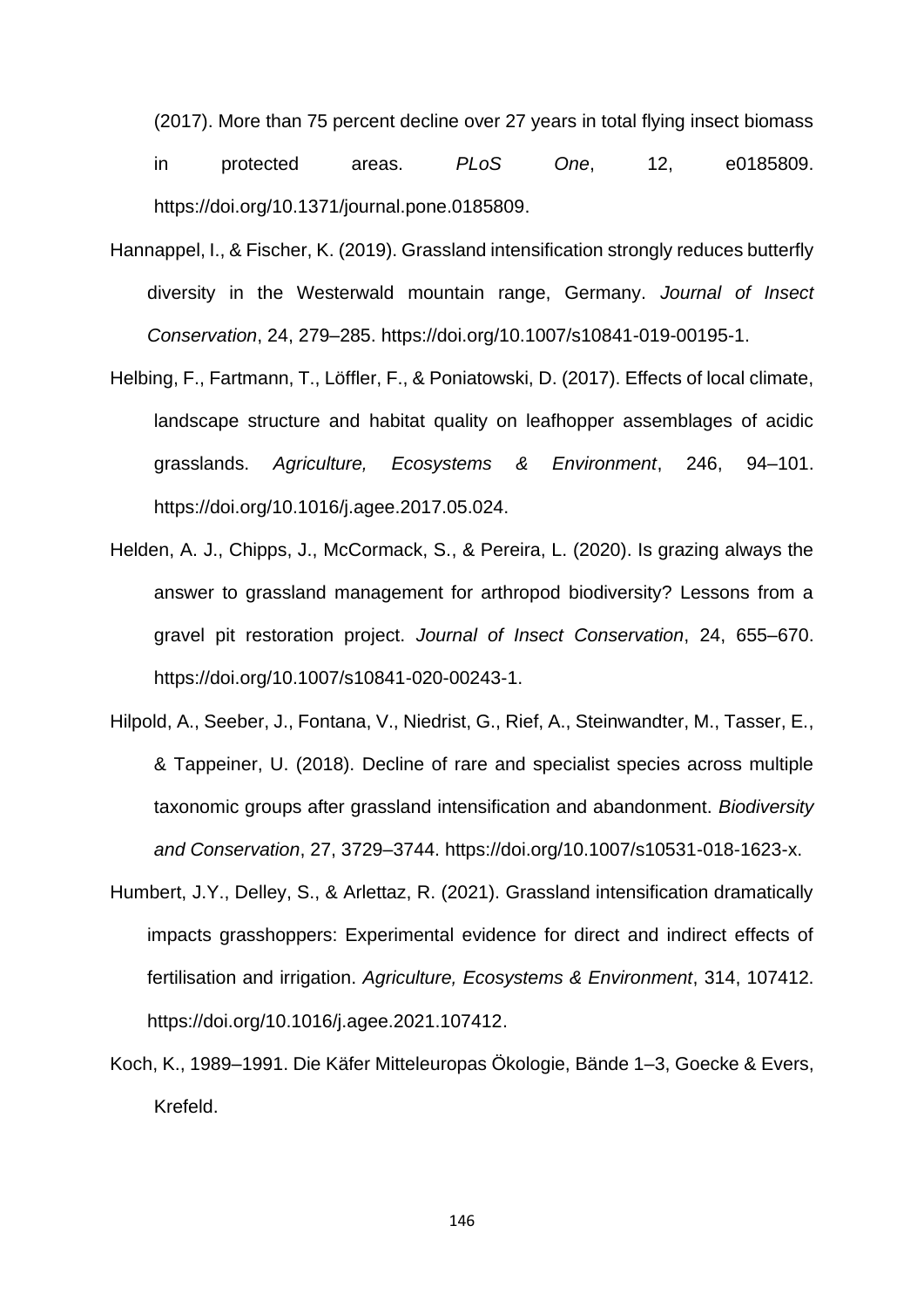(2017). More than 75 percent decline over 27 years in total flying insect biomass in protected areas. *PLoS One*, 12, e0185809. https://doi.org/10.1371/journal.pone.0185809.

Hannappel, I., & Fischer, K. (2019). Grassland intensification strongly reduces butterfly diversity in the Westerwald mountain range, Germany. *Journal of Insect Conservation*, 24, 279–285. https://doi.org/10.1007/s10841-019-00195-1.

Helbing, F., Fartmann, T., Löffler, F., & Poniatowski, D. (2017). Effects of local climate, landscape structure and habitat quality on leafhopper assemblages of acidic grasslands. *Agriculture, Ecosystems & Environment*, 246, 94–101. https://doi.org/10.1016/j.agee.2017.05.024.

Helden, A. J., Chipps, J., McCormack, S., & Pereira, L. (2020). Is grazing always the answer to grassland management for arthropod biodiversity? Lessons from a gravel pit restoration project. *Journal of Insect Conservation*, 24, 655–670. https://doi.org/10.1007/s10841-020-00243-1.

Hilpold, A., Seeber, J., Fontana, V., Niedrist, G., Rief, A., Steinwandter, M., Tasser, E., & Tappeiner, U. (2018). Decline of rare and specialist species across multiple taxonomic groups after grassland intensification and abandonment. *Biodiversity and Conservation*, 27, 3729–3744. https://doi.org/10.1007/s10531-018-1623-x.

Humbert, J.Y., Delley, S., & Arlettaz, R. (2021). Grassland intensification dramatically impacts grasshoppers: Experimental evidence for direct and indirect effects of fertilisation and irrigation. *Agriculture, Ecosystems & Environment*, 314, 107412. https://doi.org/10.1016/j.agee.2021.107412.

Koch, K., 1989–1991. Die Käfer Mitteleuropas Ökologie, Bände 1–3, Goecke & Evers, Krefeld.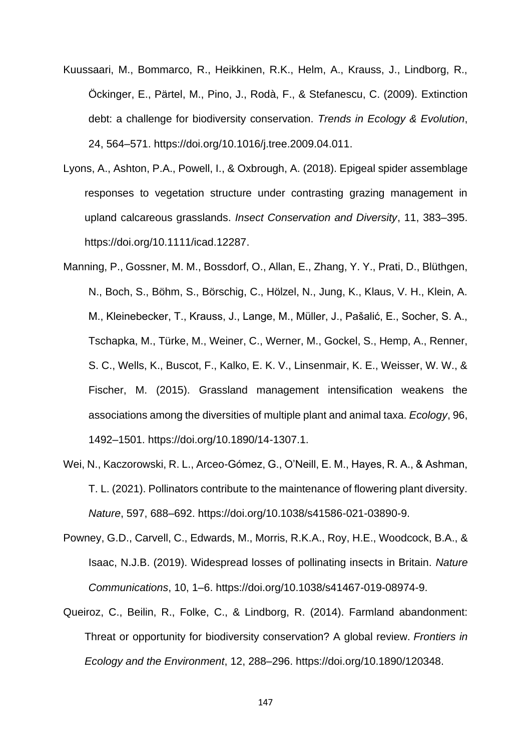Kuussaari, M., Bommarco, R., Heikkinen, R.K., Helm, A., Krauss, J., Lindborg, R., Öckinger, E., Pärtel, M., Pino, J., Rodà, F., & Stefanescu, C. (2009). Extinction debt: a challenge for biodiversity conservation. *Trends in Ecology & Evolution*, 24, 564–571. https://doi.org/10.1016/j.tree.2009.04.011.

Lyons, A., Ashton, P.A., Powell, I., & Oxbrough, A. (2018). Epigeal spider assemblage responses to vegetation structure under contrasting grazing management in upland calcareous grasslands. *Insect Conservation and Diversity*, 11, 383–395. https://doi.org/10.1111/icad.12287.

Manning, P., Gossner, M. M., Bossdorf, O., Allan, E., Zhang, Y. Y., Prati, D., Blüthgen, N., Boch, S., Böhm, S., Börschig, C., Hölzel, N., Jung, K., Klaus, V. H., Klein, A. M., Kleinebecker, T., Krauss, J., Lange, M., Müller, J., Pašalić, E., Socher, S. A., Tschapka, M., Türke, M., Weiner, C., Werner, M., Gockel, S., Hemp, A., Renner, S. C., Wells, K., Buscot, F., Kalko, E. K. V., Linsenmair, K. E., Weisser, W. W., & Fischer, M. (2015). Grassland management intensification weakens the associations among the diversities of multiple plant and animal taxa. *Ecology*, 96, 1492–1501. https://doi.org/10.1890/14-1307.1.

Wei, N., Kaczorowski, R. L., Arceo-Gómez, G., O'Neill, E. M., Hayes, R. A., & Ashman, T. L. (2021). Pollinators contribute to the maintenance of flowering plant diversity. *Nature*, 597, 688–692. https://doi.org/10.1038/s41586-021-03890-9.

Powney, G.D., Carvell, C., Edwards, M., Morris, R.K.A., Roy, H.E., Woodcock, B.A., & Isaac, N.J.B. (2019). Widespread losses of pollinating insects in Britain. *Nature Communications*, 10, 1–6. https://doi.org/10.1038/s41467-019-08974-9.

Queiroz, C., Beilin, R., Folke, C., & Lindborg, R. (2014). Farmland abandonment: Threat or opportunity for biodiversity conservation? A global review. *Frontiers in Ecology and the Environment*, 12, 288–296. https://doi.org/10.1890/120348.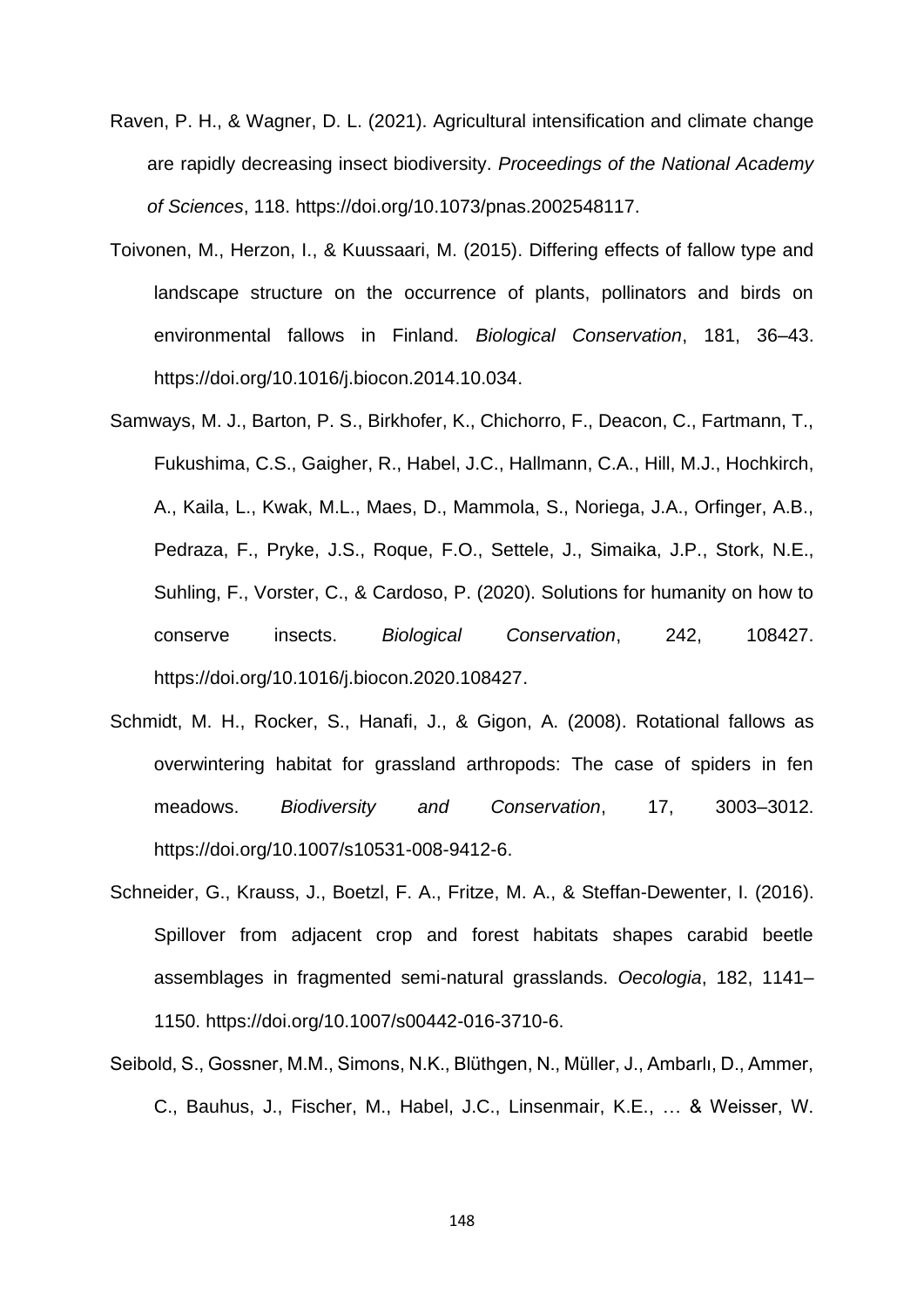Raven, P. H., & Wagner, D. L. (2021). Agricultural intensification and climate change are rapidly decreasing insect biodiversity. *Proceedings of the National Academy of Sciences*, 118. https://doi.org/10.1073/pnas.2002548117.

Toivonen, M., Herzon, I., & Kuussaari, M. (2015). Differing effects of fallow type and landscape structure on the occurrence of plants, pollinators and birds on environmental fallows in Finland. *Biological Conservation*, 181, 36–43. https://doi.org/10.1016/j.biocon.2014.10.034.

Samways, M. J., Barton, P. S., Birkhofer, K., Chichorro, F., Deacon, C., Fartmann, T., Fukushima, C.S., Gaigher, R., Habel, J.C., Hallmann, C.A., Hill, M.J., Hochkirch, A., Kaila, L., Kwak, M.L., Maes, D., Mammola, S., Noriega, J.A., Orfinger, A.B., Pedraza, F., Pryke, J.S., Roque, F.O., Settele, J., Simaika, J.P., Stork, N.E., Suhling, F., Vorster, C., & Cardoso, P. (2020). Solutions for humanity on how to conserve insects. *Biological Conservation*, 242, 108427. https://doi.org/10.1016/j.biocon.2020.108427.

Schmidt, M. H., Rocker, S., Hanafi, J., & Gigon, A. (2008). Rotational fallows as overwintering habitat for grassland arthropods: The case of spiders in fen meadows. *Biodiversity and Conservation*, 17, 3003–3012. https://doi.org/10.1007/s10531-008-9412-6.

Schneider, G., Krauss, J., Boetzl, F. A., Fritze, M. A., & Steffan-Dewenter, I. (2016). Spillover from adjacent crop and forest habitats shapes carabid beetle assemblages in fragmented semi-natural grasslands. *Oecologia*, 182, 1141–1150. https://doi.org/10.1007/s00442-016-3710-6.

Seibold, S., Gossner, M.M., Simons, N.K., Blüthgen, N., Müller, J., Ambarlı, D., Ammer, C., Bauhus, J., Fischer, M., Habel, J.C., Linsenmair, K.E., … & Weisser, W.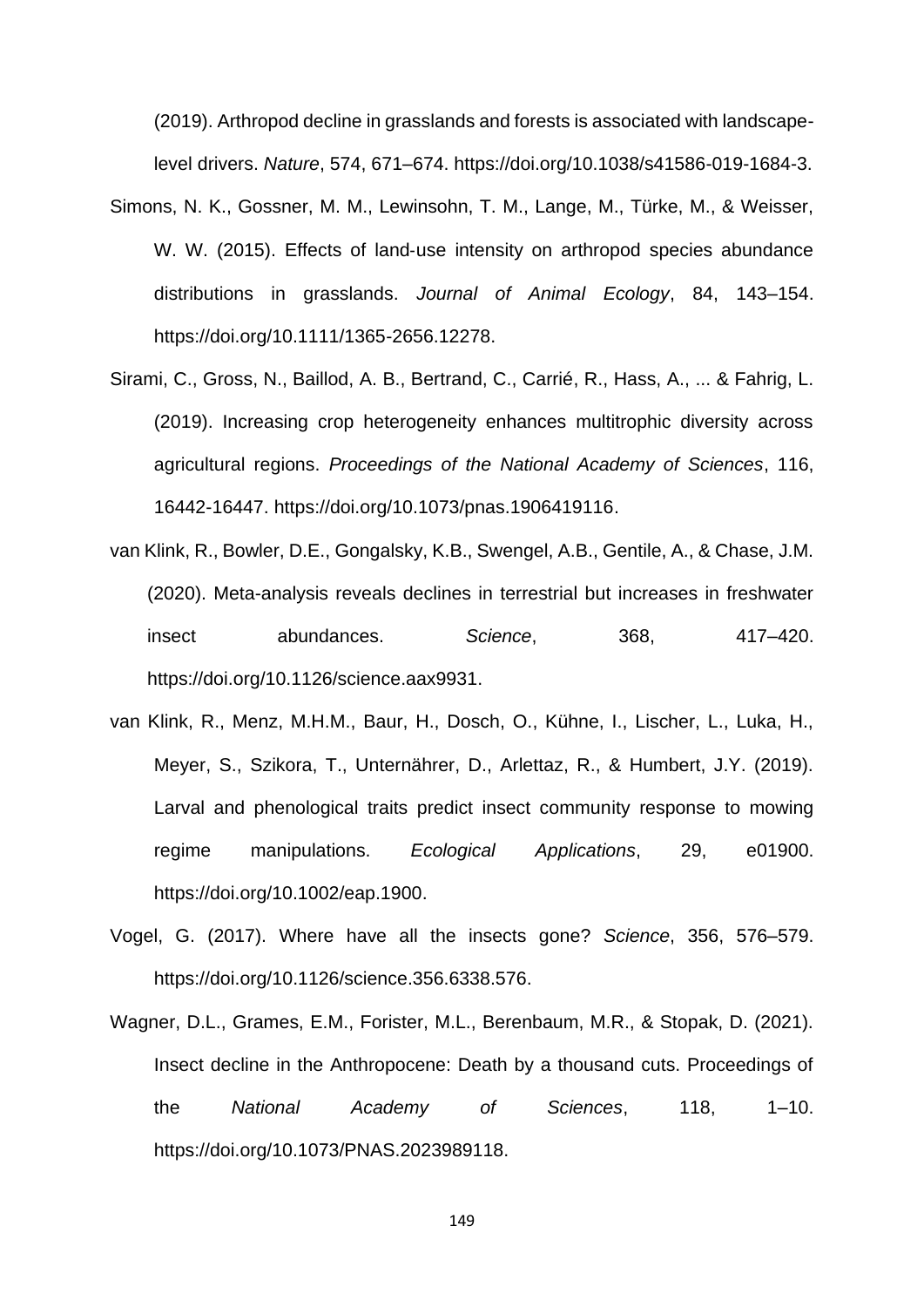(2019). Arthropod decline in grasslands and forests is associated with landscape-level drivers. *Nature*, 574, 671–674. https://doi.org/10.1038/s41586-019-1684-3.

Simons, N. K., Gossner, M. M., Lewinsohn, T. M., Lange, M., Türke, M., & Weisser, W. W. (2015). Effects of land-use intensity on arthropod species abundance distributions in grasslands. *Journal of Animal Ecology*, 84, 143–154. https://doi.org/10.1111/1365-2656.12278.

Sirami, C., Gross, N., Baillod, A. B., Bertrand, C., Carrié, R., Hass, A., ... & Fahrig, L. (2019). Increasing crop heterogeneity enhances multitrophic diversity across agricultural regions. *Proceedings of the National Academy of Sciences*, 116, 16442-16447. https://doi.org/10.1073/pnas.1906419116.

van Klink, R., Bowler, D.E., Gongalsky, K.B., Swengel, A.B., Gentile, A., & Chase, J.M. (2020). Meta-analysis reveals declines in terrestrial but increases in freshwater insect abundances. *Science*, 368, 417–420. https://doi.org/10.1126/science.aax9931.

van Klink, R., Menz, M.H.M., Baur, H., Dosch, O., Kühne, I., Lischer, L., Luka, H., Meyer, S., Szikora, T., Unternährer, D., Arlettaz, R., & Humbert, J.Y. (2019). Larval and phenological traits predict insect community response to mowing regime manipulations. *Ecological Applications*, 29, e01900. https://doi.org/10.1002/eap.1900.

Vogel, G. (2017). Where have all the insects gone? *Science*, 356, 576–579. https://doi.org/10.1126/science.356.6338.576.

Wagner, D.L., Grames, E.M., Forister, M.L., Berenbaum, M.R., & Stopak, D. (2021). Insect decline in the Anthropocene: Death by a thousand cuts. Proceedings of the *National Academy of Sciences*, 118, 1–10. https://doi.org/10.1073/PNAS.2023989118.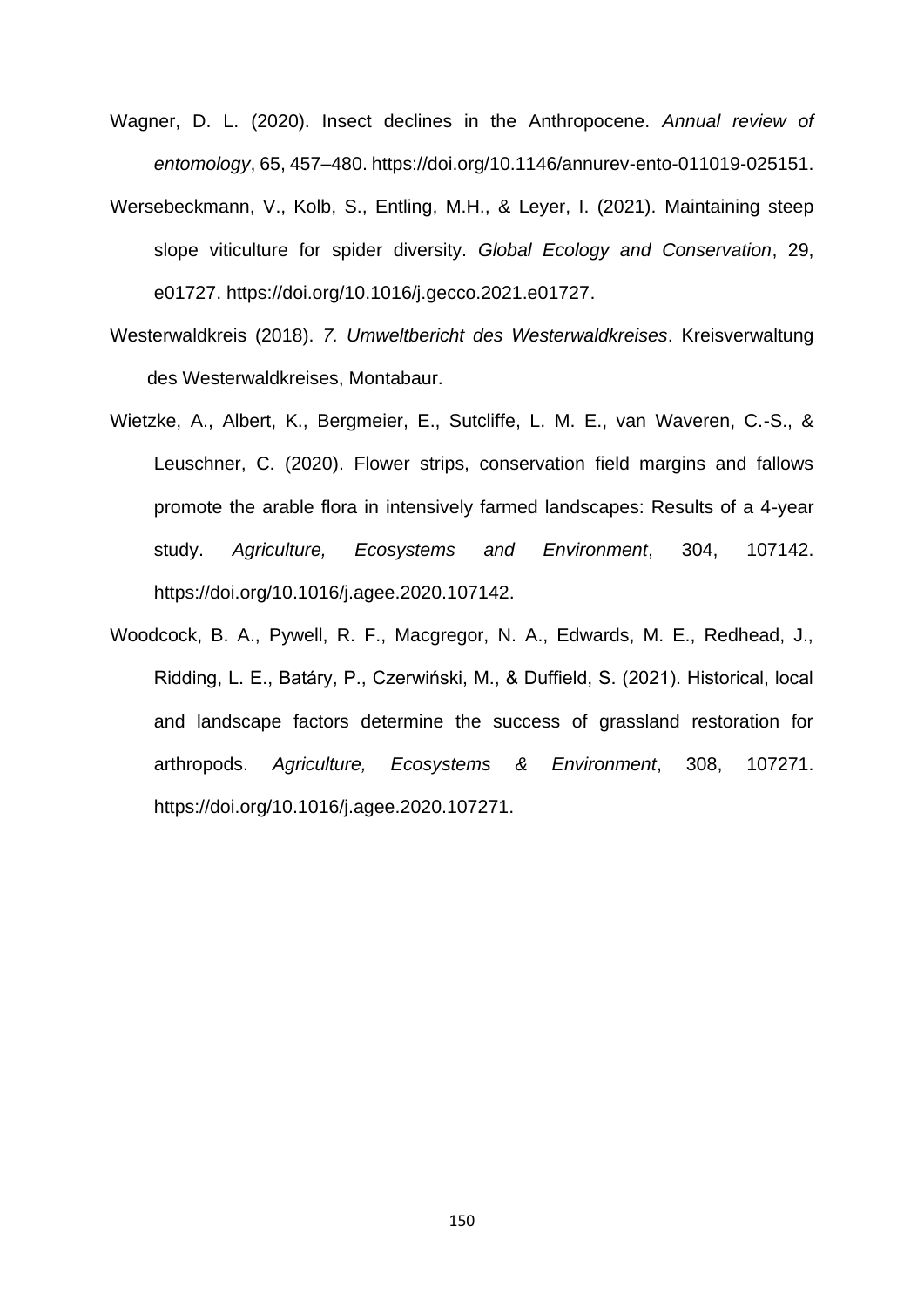Wagner, D. L. (2020). Insect declines in the Anthropocene. *Annual review of entomology*, 65, 457–480. https://doi.org/10.1146/annurev-ento-011019-025151.

Wersebeckmann, V., Kolb, S., Entling, M.H., & Leyer, I. (2021). Maintaining steep slope viticulture for spider diversity. *Global Ecology and Conservation*, 29, e01727. https://doi.org/10.1016/j.gecco.2021.e01727.

Westerwaldkreis (2018). *7. Umweltbericht des Westerwaldkreises*. Kreisverwaltung des Westerwaldkreises, Montabaur.

Wietzke, A., Albert, K., Bergmeier, E., Sutcliffe, L. M. E., van Waveren, C.-S., & Leuschner, C. (2020). Flower strips, conservation field margins and fallows promote the arable flora in intensively farmed landscapes: Results of a 4-year study. *Agriculture, Ecosystems and Environment*, 304, 107142. https://doi.org/10.1016/j.agee.2020.107142.

Woodcock, B. A., Pywell, R. F., Macgregor, N. A., Edwards, M. E., Redhead, J., Ridding, L. E., Batáry, P., Czerwiński, M., & Duffield, S. (2021). Historical, local and landscape factors determine the success of grassland restoration for arthropods. *Agriculture, Ecosystems & Environment*, 308, 107271. https://doi.org/10.1016/j.agee.2020.107271.